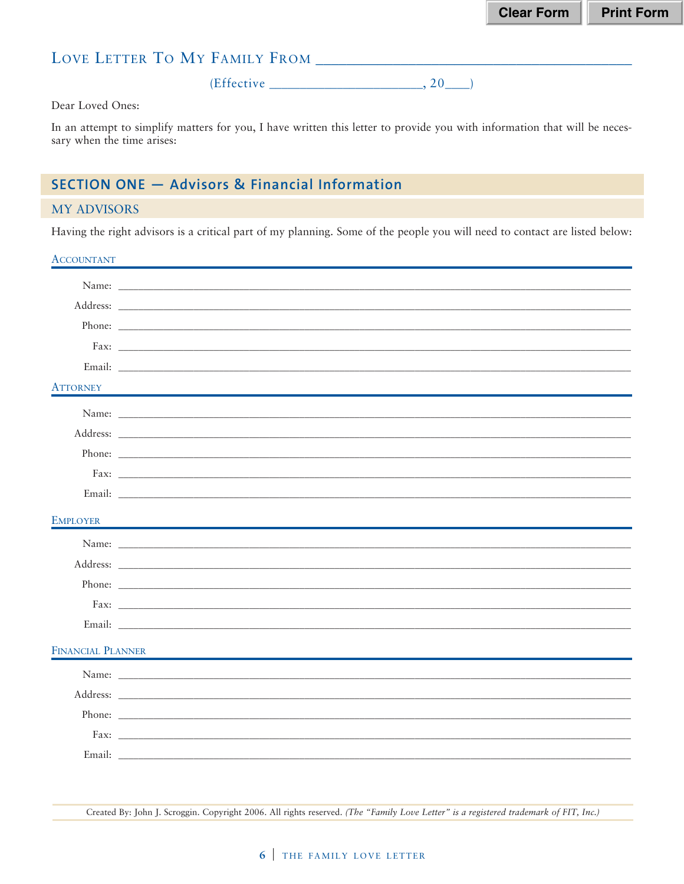# Love Letter To My Family From ________________________________________

(Effective ______________________, 20____)

Dear Loved Ones:

In an attempt to simplify matters for you, I have written this letter to provide you with information that will be necessary when the time arises:

## SECTION ONE — Advisors & Financial Information

### MY ADVISORS

Having the right advisors is a critical part of my planning. Some of the people you will need to contact are listed below:

#### Accountant

Name: ______________________________________________

Address: ______________________________________________

Phone: ______________________________________________

Fax: ______________________________________________

Email: ______________________________________________

#### Attorney

Name: ______________________________________________

Address: ______________________________________________

Phone: ______________________________________________

Fax: ______________________________________________

Email: ______________________________________________

#### Employer

Name: ______________________________________________

Address: ______________________________________________

Phone: ______________________________________________

Fax: ______________________________________________

Email: ______________________________________________

#### Financial Planner

Name: ______________________________________________

Address: ______________________________________________

Phone: ______________________________________________

Fax: ______________________________________________

Email: ______________________________________________

Created By: John J. Scroggin. Copyright 2006. All rights reserved. *(The "Family Love Letter" is a registered trademark of FIT, Inc.)*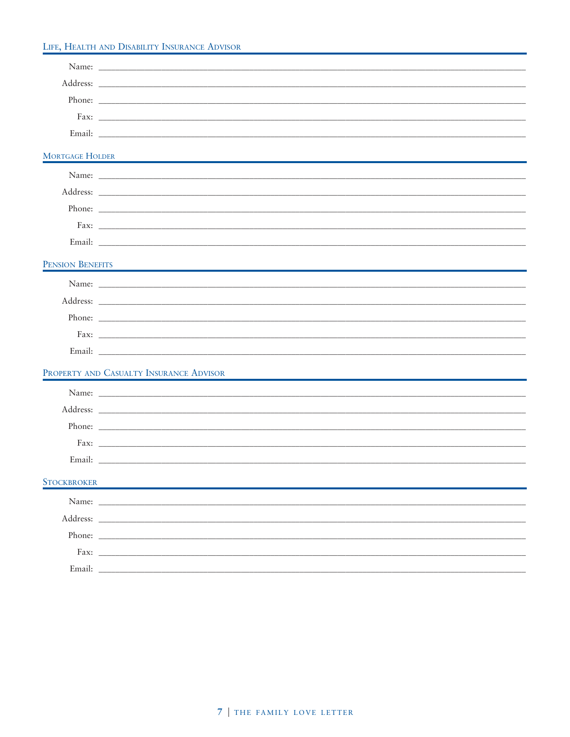## Life, Health and Disability Insurance Advisor

Name: \_\_\_\_\_\_\_\_\_\_\_\_\_\_\_\_\_\_\_\_\_\_\_\_\_\_\_\_\_\_\_\_\_\_\_\_\_\_\_\_

Address: \_\_\_\_\_\_\_\_\_\_\_\_\_\_\_\_\_\_\_\_\_\_\_\_\_\_\_\_\_\_\_\_\_\_\_\_\_\_\_\_

Phone: \_\_\_\_\_\_\_\_\_\_\_\_\_\_\_\_\_\_\_\_\_\_\_\_\_\_\_\_\_\_\_\_\_\_\_\_\_\_\_\_

Fax: \_\_\_\_\_\_\_\_\_\_\_\_\_\_\_\_\_\_\_\_\_\_\_\_\_\_\_\_\_\_\_\_\_\_\_\_\_\_\_\_

Email: \_\_\_\_\_\_\_\_\_\_\_\_\_\_\_\_\_\_\_\_\_\_\_\_\_\_\_\_\_\_\_\_\_\_\_\_\_\_\_\_

## Mortgage Holder

Name: \_\_\_\_\_\_\_\_\_\_\_\_\_\_\_\_\_\_\_\_\_\_\_\_\_\_\_\_\_\_\_\_\_\_\_\_\_\_\_\_

Address: \_\_\_\_\_\_\_\_\_\_\_\_\_\_\_\_\_\_\_\_\_\_\_\_\_\_\_\_\_\_\_\_\_\_\_\_\_\_\_\_

Phone: \_\_\_\_\_\_\_\_\_\_\_\_\_\_\_\_\_\_\_\_\_\_\_\_\_\_\_\_\_\_\_\_\_\_\_\_\_\_\_\_

Fax: \_\_\_\_\_\_\_\_\_\_\_\_\_\_\_\_\_\_\_\_\_\_\_\_\_\_\_\_\_\_\_\_\_\_\_\_\_\_\_\_

Email: \_\_\_\_\_\_\_\_\_\_\_\_\_\_\_\_\_\_\_\_\_\_\_\_\_\_\_\_\_\_\_\_\_\_\_\_\_\_\_\_

## Pension Benefits

Name: \_\_\_\_\_\_\_\_\_\_\_\_\_\_\_\_\_\_\_\_\_\_\_\_\_\_\_\_\_\_\_\_\_\_\_\_\_\_\_\_

Address: \_\_\_\_\_\_\_\_\_\_\_\_\_\_\_\_\_\_\_\_\_\_\_\_\_\_\_\_\_\_\_\_\_\_\_\_\_\_\_\_

Phone: \_\_\_\_\_\_\_\_\_\_\_\_\_\_\_\_\_\_\_\_\_\_\_\_\_\_\_\_\_\_\_\_\_\_\_\_\_\_\_\_

Fax: \_\_\_\_\_\_\_\_\_\_\_\_\_\_\_\_\_\_\_\_\_\_\_\_\_\_\_\_\_\_\_\_\_\_\_\_\_\_\_\_

Email: \_\_\_\_\_\_\_\_\_\_\_\_\_\_\_\_\_\_\_\_\_\_\_\_\_\_\_\_\_\_\_\_\_\_\_\_\_\_\_\_

## Property and Casualty Insurance Advisor

Name: \_\_\_\_\_\_\_\_\_\_\_\_\_\_\_\_\_\_\_\_\_\_\_\_\_\_\_\_\_\_\_\_\_\_\_\_\_\_\_\_

Address: \_\_\_\_\_\_\_\_\_\_\_\_\_\_\_\_\_\_\_\_\_\_\_\_\_\_\_\_\_\_\_\_\_\_\_\_\_\_\_\_

Phone: \_\_\_\_\_\_\_\_\_\_\_\_\_\_\_\_\_\_\_\_\_\_\_\_\_\_\_\_\_\_\_\_\_\_\_\_\_\_\_\_

Fax: \_\_\_\_\_\_\_\_\_\_\_\_\_\_\_\_\_\_\_\_\_\_\_\_\_\_\_\_\_\_\_\_\_\_\_\_\_\_\_\_

Email: \_\_\_\_\_\_\_\_\_\_\_\_\_\_\_\_\_\_\_\_\_\_\_\_\_\_\_\_\_\_\_\_\_\_\_\_\_\_\_\_

## Stockbroker

Name: \_\_\_\_\_\_\_\_\_\_\_\_\_\_\_\_\_\_\_\_\_\_\_\_\_\_\_\_\_\_\_\_\_\_\_\_\_\_\_\_

Address: \_\_\_\_\_\_\_\_\_\_\_\_\_\_\_\_\_\_\_\_\_\_\_\_\_\_\_\_\_\_\_\_\_\_\_\_\_\_\_\_

Phone: \_\_\_\_\_\_\_\_\_\_\_\_\_\_\_\_\_\_\_\_\_\_\_\_\_\_\_\_\_\_\_\_\_\_\_\_\_\_\_\_

Fax: \_\_\_\_\_\_\_\_\_\_\_\_\_\_\_\_\_\_\_\_\_\_\_\_\_\_\_\_\_\_\_\_\_\_\_\_\_\_\_\_

Email: \_\_\_\_\_\_\_\_\_\_\_\_\_\_\_\_\_\_\_\_\_\_\_\_\_\_\_\_\_\_\_\_\_\_\_\_\_\_\_\_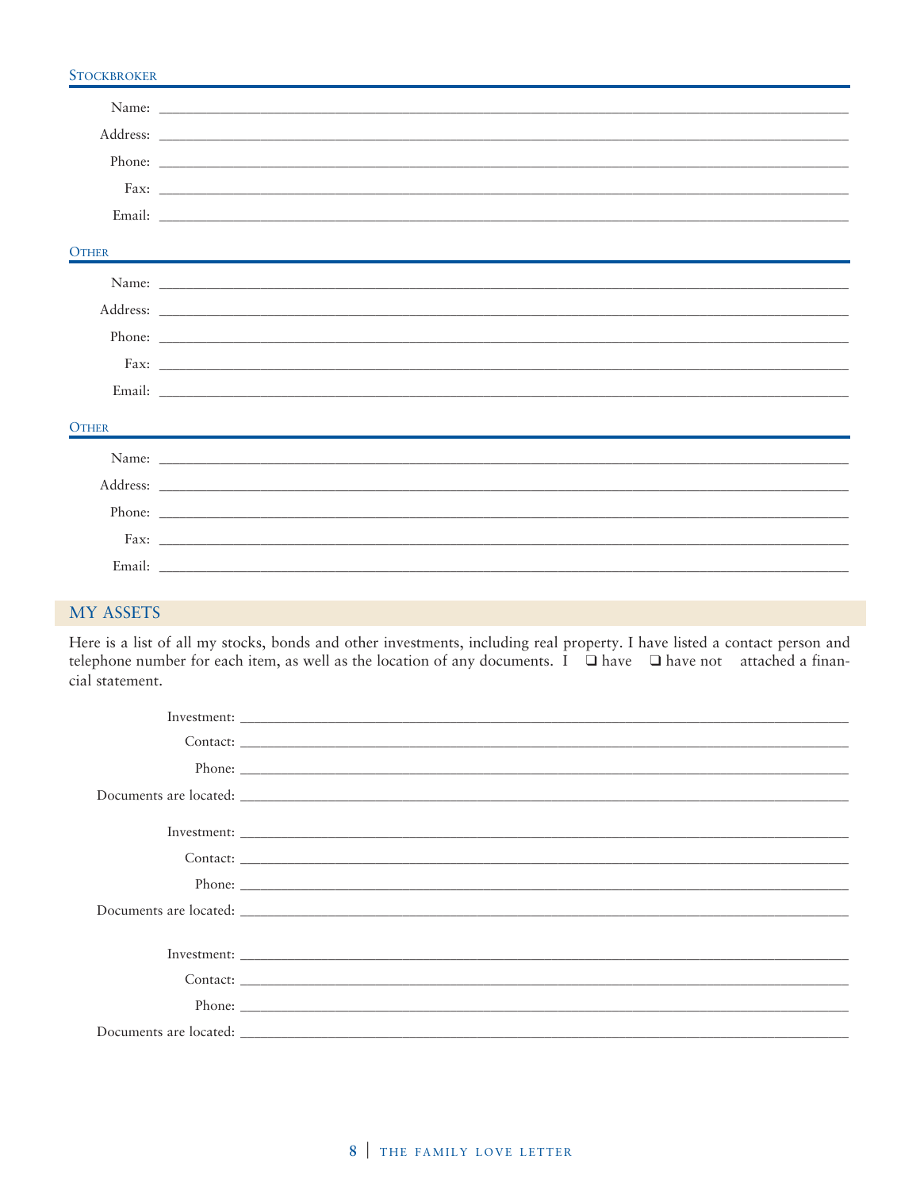### Stockbroker

Name: ____________________

Address: ____________________

Phone: ____________________

Fax: ____________________

Email: ____________________

### Other

Name: ____________________

Address: ____________________

Phone: ____________________

Fax: ____________________

Email: ____________________

### Other

Name: ____________________

Address: ____________________

Phone: ____________________

Fax: ____________________

Email: ____________________

## MY ASSETS

Here is a list of all my stocks, bonds and other investments, including real property. I have listed a contact person and telephone number for each item, as well as the location of any documents. I ❑ have ❑ have not attached a financial statement.

Investment: ____________________

Contact: ____________________

Phone: ____________________

Documents are located: ____________________

Investment: ____________________

Contact: ____________________

Phone: ____________________

Documents are located: ____________________

Investment: ____________________

Contact: ____________________

Phone: ____________________

Documents are located: ____________________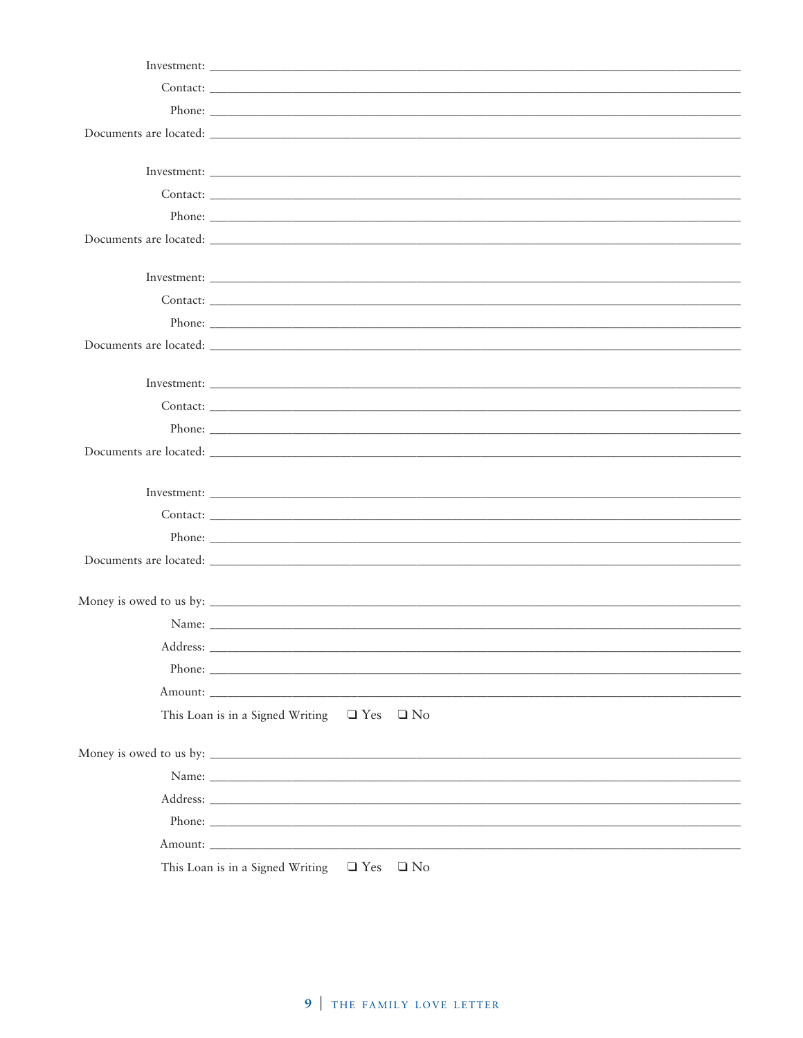Investment: ______________________________________________

Contact: ______________________________________________

Phone: ______________________________________________

Documents are located: ______________________________________________

Investment: ______________________________________________

Contact: ______________________________________________

Phone: ______________________________________________

Documents are located: ______________________________________________

Investment: ______________________________________________

Contact: ______________________________________________

Phone: ______________________________________________

Documents are located: ______________________________________________

Investment: ______________________________________________

Contact: ______________________________________________

Phone: ______________________________________________

Documents are located: ______________________________________________

Investment: ______________________________________________

Contact: ______________________________________________

Phone: ______________________________________________

Documents are located: ______________________________________________

Money is owed to us by: ______________________________________________

Name: ______________________________________________

Address: ______________________________________________

Phone: ______________________________________________

Amount: ______________________________________________

This Loan is in a Signed Writing ❑ Yes ❑ No

Money is owed to us by: ______________________________________________

Name: ______________________________________________

Address: ______________________________________________

Phone: ______________________________________________

Amount: ______________________________________________

This Loan is in a Signed Writing ❑ Yes ❑ No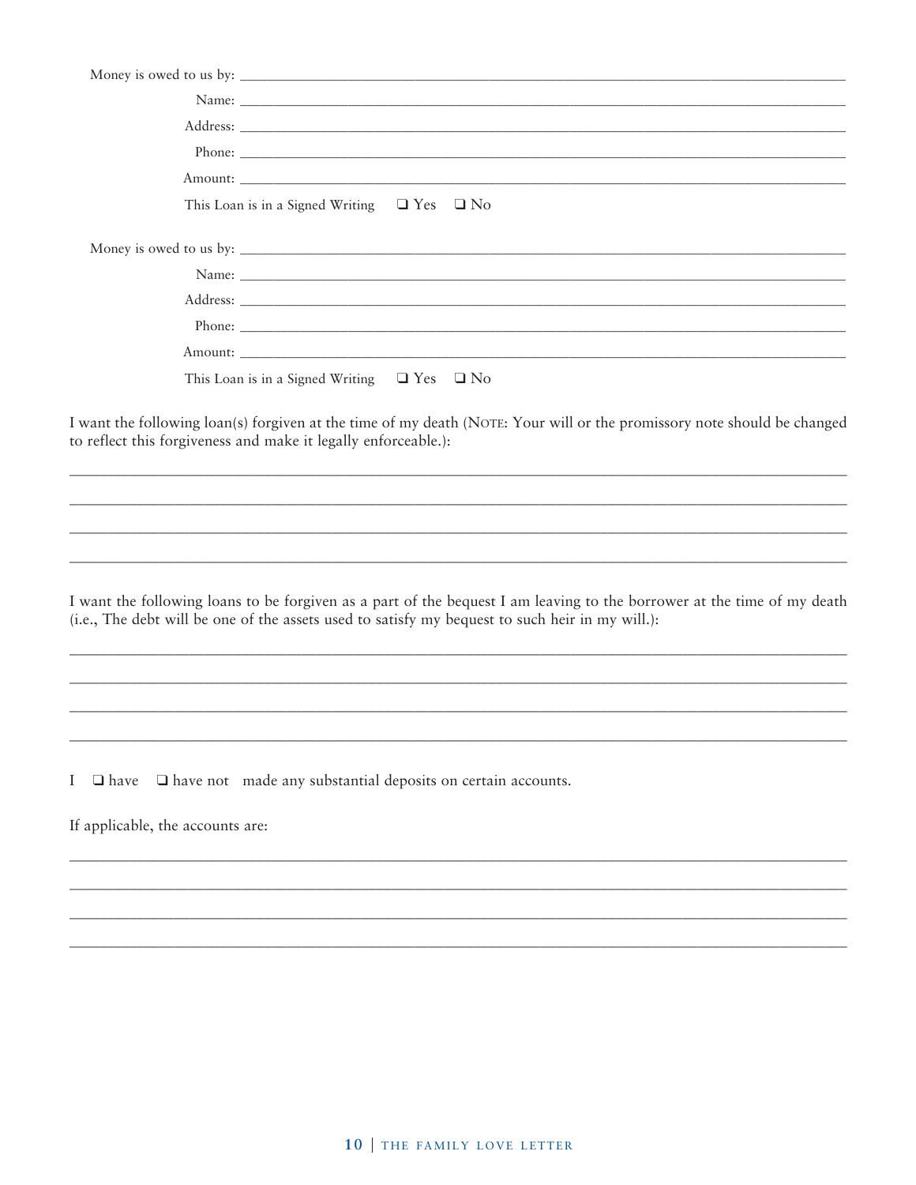Money is owed to us by: ______________________________________________

Name: ______________________________________________

Address: ______________________________________________

Phone: ______________________________________________

Amount: ______________________________________________

This Loan is in a Signed Writing ❑ Yes ❑ No

Money is owed to us by: ______________________________________________

Name: ______________________________________________

Address: ______________________________________________

Phone: ______________________________________________

Amount: ______________________________________________

This Loan is in a Signed Writing ❑ Yes ❑ No

I want the following loan(s) forgiven at the time of my death (NOTE: Your will or the promissory note should be changed to reflect this forgiveness and make it legally enforceable.):

______________________________________________

______________________________________________

______________________________________________

______________________________________________

I want the following loans to be forgiven as a part of the bequest I am leaving to the borrower at the time of my death (i.e., The debt will be one of the assets used to satisfy my bequest to such heir in my will.):

______________________________________________

______________________________________________

______________________________________________

______________________________________________

I ❑ have ❑ have not made any substantial deposits on certain accounts.

If applicable, the accounts are:

______________________________________________

______________________________________________

______________________________________________

______________________________________________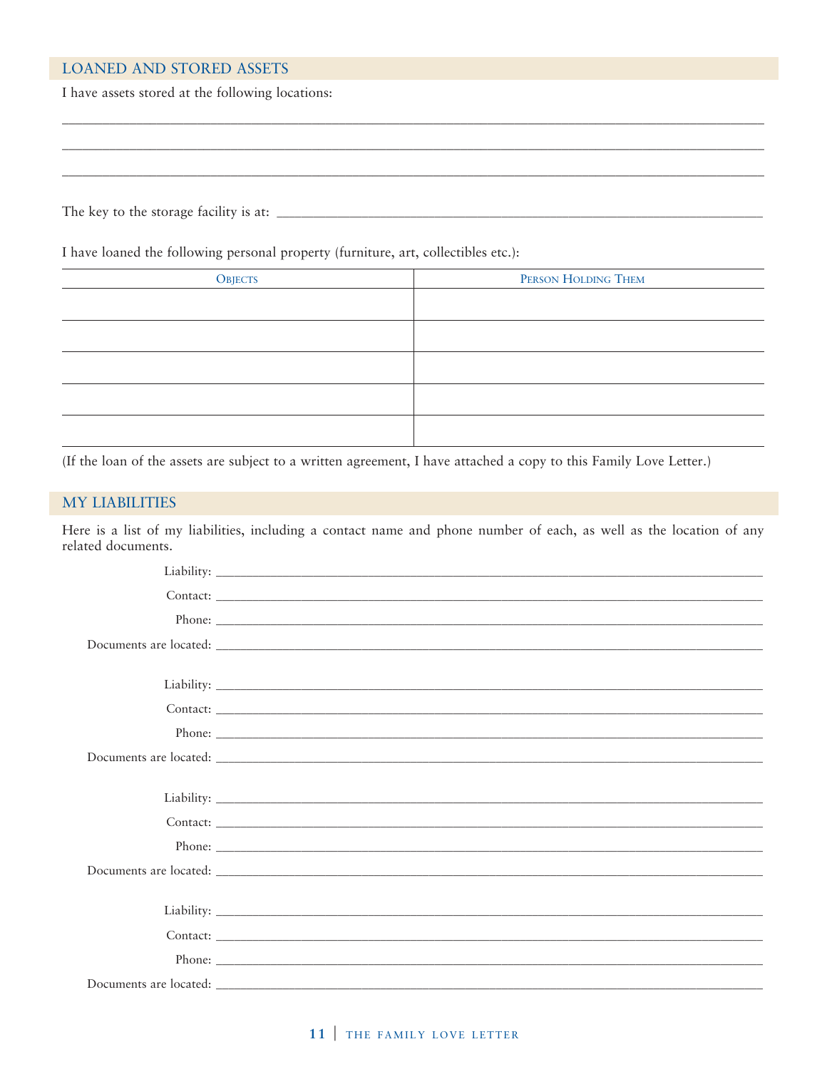## LOANED AND STORED ASSETS

I have assets stored at the following locations:

\_\_\_\_\_\_\_\_\_\_\_\_\_\_\_\_\_\_\_\_\_\_\_\_\_\_\_\_\_\_\_\_\_\_\_\_\_\_\_\_\_\_\_\_\_\_\_\_\_\_\_\_\_\_\_\_\_\_\_\_\_\_\_\_\_\_\_\_\_\_\_\_\_\_\_\_\_\_

\_\_\_\_\_\_\_\_\_\_\_\_\_\_\_\_\_\_\_\_\_\_\_\_\_\_\_\_\_\_\_\_\_\_\_\_\_\_\_\_\_\_\_\_\_\_\_\_\_\_\_\_\_\_\_\_\_\_\_\_\_\_\_\_\_\_\_\_\_\_\_\_\_\_\_\_\_\_

\_\_\_\_\_\_\_\_\_\_\_\_\_\_\_\_\_\_\_\_\_\_\_\_\_\_\_\_\_\_\_\_\_\_\_\_\_\_\_\_\_\_\_\_\_\_\_\_\_\_\_\_\_\_\_\_\_\_\_\_\_\_\_\_\_\_\_\_\_\_\_\_\_\_\_\_\_\_

The key to the storage facility is at: \_\_\_\_\_\_\_\_\_\_\_\_\_\_\_\_\_\_\_\_\_\_\_\_\_\_\_\_\_\_\_\_\_\_\_\_\_\_\_\_\_\_\_\_\_\_\_\_\_\_\_\_\_\_

I have loaned the following personal property (furniture, art, collectibles etc.):

| Objects | Person Holding Them |
|---|---|
| | |
| | |
| | |
| | |
| | |

(If the loan of the assets are subject to a written agreement, I have attached a copy to this Family Love Letter.)

## MY LIABILITIES

Here is a list of my liabilities, including a contact name and phone number of each, as well as the location of any related documents.

Liability: \_\_\_\_\_\_\_\_\_\_\_\_\_\_\_\_\_\_\_\_\_\_\_\_\_\_\_\_\_\_\_\_\_\_\_\_\_\_\_\_\_\_\_\_\_\_\_\_\_\_\_\_\_\_\_\_\_\_\_\_

Contact: \_\_\_\_\_\_\_\_\_\_\_\_\_\_\_\_\_\_\_\_\_\_\_\_\_\_\_\_\_\_\_\_\_\_\_\_\_\_\_\_\_\_\_\_\_\_\_\_\_\_\_\_\_\_\_\_\_\_\_\_

Phone: \_\_\_\_\_\_\_\_\_\_\_\_\_\_\_\_\_\_\_\_\_\_\_\_\_\_\_\_\_\_\_\_\_\_\_\_\_\_\_\_\_\_\_\_\_\_\_\_\_\_\_\_\_\_\_\_\_\_\_\_

Documents are located: \_\_\_\_\_\_\_\_\_\_\_\_\_\_\_\_\_\_\_\_\_\_\_\_\_\_\_\_\_\_\_\_\_\_\_\_\_\_\_\_\_\_\_\_\_\_\_\_\_\_\_\_\_\_\_\_\_\_\_\_

Liability: \_\_\_\_\_\_\_\_\_\_\_\_\_\_\_\_\_\_\_\_\_\_\_\_\_\_\_\_\_\_\_\_\_\_\_\_\_\_\_\_\_\_\_\_\_\_\_\_\_\_\_\_\_\_\_\_\_\_\_\_

Contact: \_\_\_\_\_\_\_\_\_\_\_\_\_\_\_\_\_\_\_\_\_\_\_\_\_\_\_\_\_\_\_\_\_\_\_\_\_\_\_\_\_\_\_\_\_\_\_\_\_\_\_\_\_\_\_\_\_\_\_\_

Phone: \_\_\_\_\_\_\_\_\_\_\_\_\_\_\_\_\_\_\_\_\_\_\_\_\_\_\_\_\_\_\_\_\_\_\_\_\_\_\_\_\_\_\_\_\_\_\_\_\_\_\_\_\_\_\_\_\_\_\_\_

Documents are located: \_\_\_\_\_\_\_\_\_\_\_\_\_\_\_\_\_\_\_\_\_\_\_\_\_\_\_\_\_\_\_\_\_\_\_\_\_\_\_\_\_\_\_\_\_\_\_\_\_\_\_\_\_\_\_\_\_\_\_\_

Liability: \_\_\_\_\_\_\_\_\_\_\_\_\_\_\_\_\_\_\_\_\_\_\_\_\_\_\_\_\_\_\_\_\_\_\_\_\_\_\_\_\_\_\_\_\_\_\_\_\_\_\_\_\_\_\_\_\_\_\_\_

Contact: \_\_\_\_\_\_\_\_\_\_\_\_\_\_\_\_\_\_\_\_\_\_\_\_\_\_\_\_\_\_\_\_\_\_\_\_\_\_\_\_\_\_\_\_\_\_\_\_\_\_\_\_\_\_\_\_\_\_\_\_

Phone: \_\_\_\_\_\_\_\_\_\_\_\_\_\_\_\_\_\_\_\_\_\_\_\_\_\_\_\_\_\_\_\_\_\_\_\_\_\_\_\_\_\_\_\_\_\_\_\_\_\_\_\_\_\_\_\_\_\_\_\_

Documents are located: \_\_\_\_\_\_\_\_\_\_\_\_\_\_\_\_\_\_\_\_\_\_\_\_\_\_\_\_\_\_\_\_\_\_\_\_\_\_\_\_\_\_\_\_\_\_\_\_\_\_\_\_\_\_\_\_\_\_\_\_

Liability: \_\_\_\_\_\_\_\_\_\_\_\_\_\_\_\_\_\_\_\_\_\_\_\_\_\_\_\_\_\_\_\_\_\_\_\_\_\_\_\_\_\_\_\_\_\_\_\_\_\_\_\_\_\_\_\_\_\_\_\_

Contact: \_\_\_\_\_\_\_\_\_\_\_\_\_\_\_\_\_\_\_\_\_\_\_\_\_\_\_\_\_\_\_\_\_\_\_\_\_\_\_\_\_\_\_\_\_\_\_\_\_\_\_\_\_\_\_\_\_\_\_\_

Phone: \_\_\_\_\_\_\_\_\_\_\_\_\_\_\_\_\_\_\_\_\_\_\_\_\_\_\_\_\_\_\_\_\_\_\_\_\_\_\_\_\_\_\_\_\_\_\_\_\_\_\_\_\_\_\_\_\_\_\_\_

Documents are located: \_\_\_\_\_\_\_\_\_\_\_\_\_\_\_\_\_\_\_\_\_\_\_\_\_\_\_\_\_\_\_\_\_\_\_\_\_\_\_\_\_\_\_\_\_\_\_\_\_\_\_\_\_\_\_\_\_\_\_\_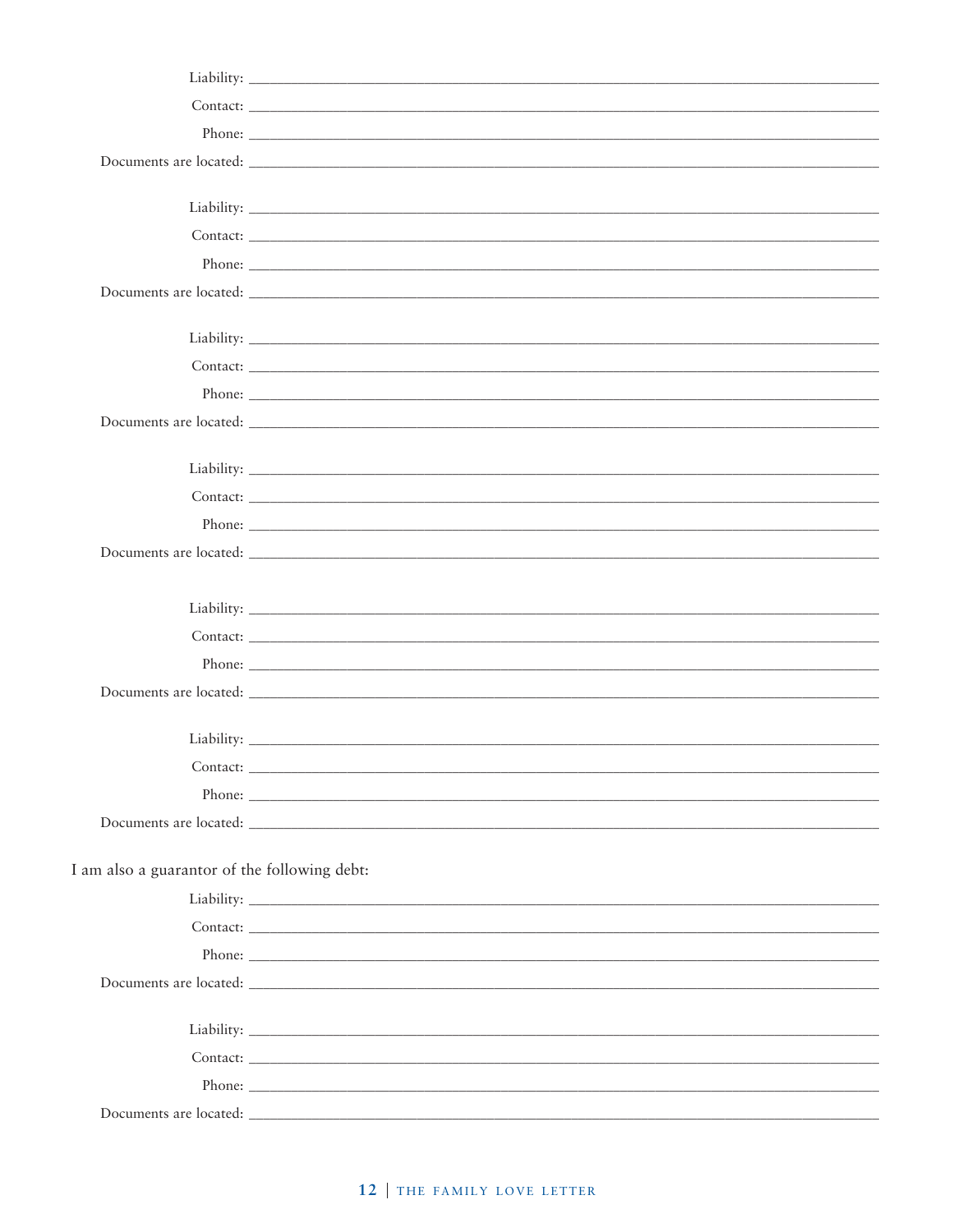Liability: ______________________________________________

Contact: ______________________________________________

Phone: ______________________________________________

Documents are located: ______________________________________________

Liability: ______________________________________________

Contact: ______________________________________________

Phone: ______________________________________________

Documents are located: ______________________________________________

Liability: ______________________________________________

Contact: ______________________________________________

Phone: ______________________________________________

Documents are located: ______________________________________________

Liability: ______________________________________________

Contact: ______________________________________________

Phone: ______________________________________________

Documents are located: ______________________________________________

Liability: ______________________________________________

Contact: ______________________________________________

Phone: ______________________________________________

Documents are located: ______________________________________________

Liability: ______________________________________________

Contact: ______________________________________________

Phone: ______________________________________________

Documents are located: ______________________________________________

I am also a guarantor of the following debt:

Liability: ______________________________________________

Contact: ______________________________________________

Phone: ______________________________________________

Documents are located: ______________________________________________

Liability: ______________________________________________

Contact: ______________________________________________

Phone: ______________________________________________

Documents are located: ______________________________________________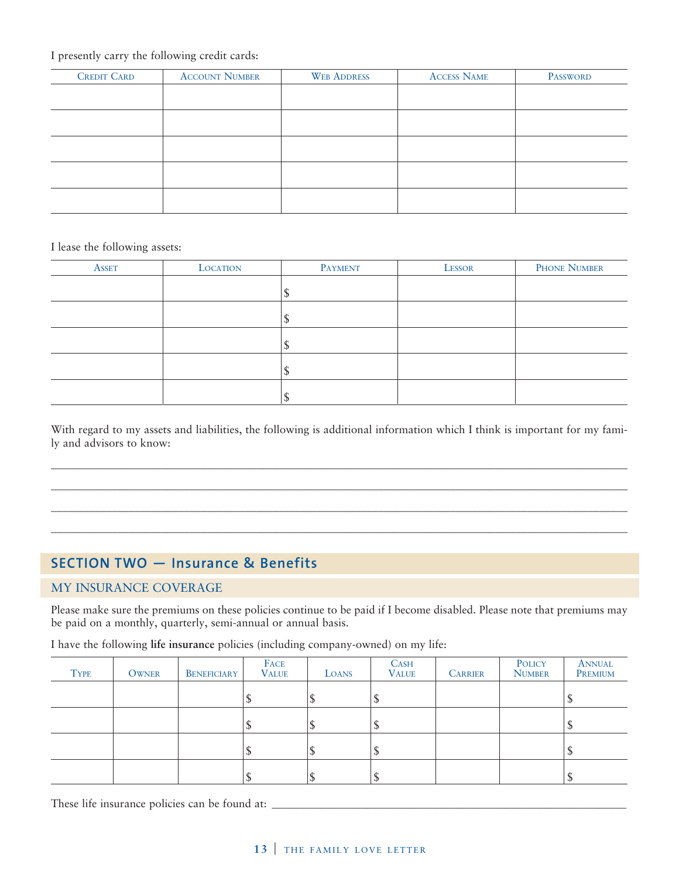I presently carry the following credit cards:

| Credit Card | Account Number | Web Address | Access Name | Password |
|---|---|---|---|---|
| | | | | |
| | | | | |
| | | | | |
| | | | | |
| | | | | |

I lease the following assets:

| Asset | Location | Payment | Lessor | Phone Number |
|---|---|---|---|---|
| | | $ | | |
| | | $ | | |
| | | $ | | |
| | | $ | | |
| | | $ | | |

With regard to my assets and liabilities, the following is additional information which I think is important for my family and advisors to know:

______________________________________________________________________________

______________________________________________________________________________

______________________________________________________________________________

______________________________________________________________________________

## SECTION TWO — Insurance & Benefits

### MY INSURANCE COVERAGE

Please make sure the premiums on these policies continue to be paid if I become disabled. Please note that premiums may be paid on a monthly, quarterly, semi-annual or annual basis.

I have the following **life insurance** policies (including company-owned) on my life:

| Type | Owner | Beneficiary | Face Value | Loans | Cash Value | Carrier | Policy Number | Annual Premium |
|---|---|---|---|---|---|---|---|---|
| | | | $ | $ | $ | | | $ |
| | | | $ | $ | $ | | | $ |
| | | | $ | $ | $ | | | $ |
| | | | $ | $ | $ | | | $ |

These life insurance policies can be found at: ______________________________________________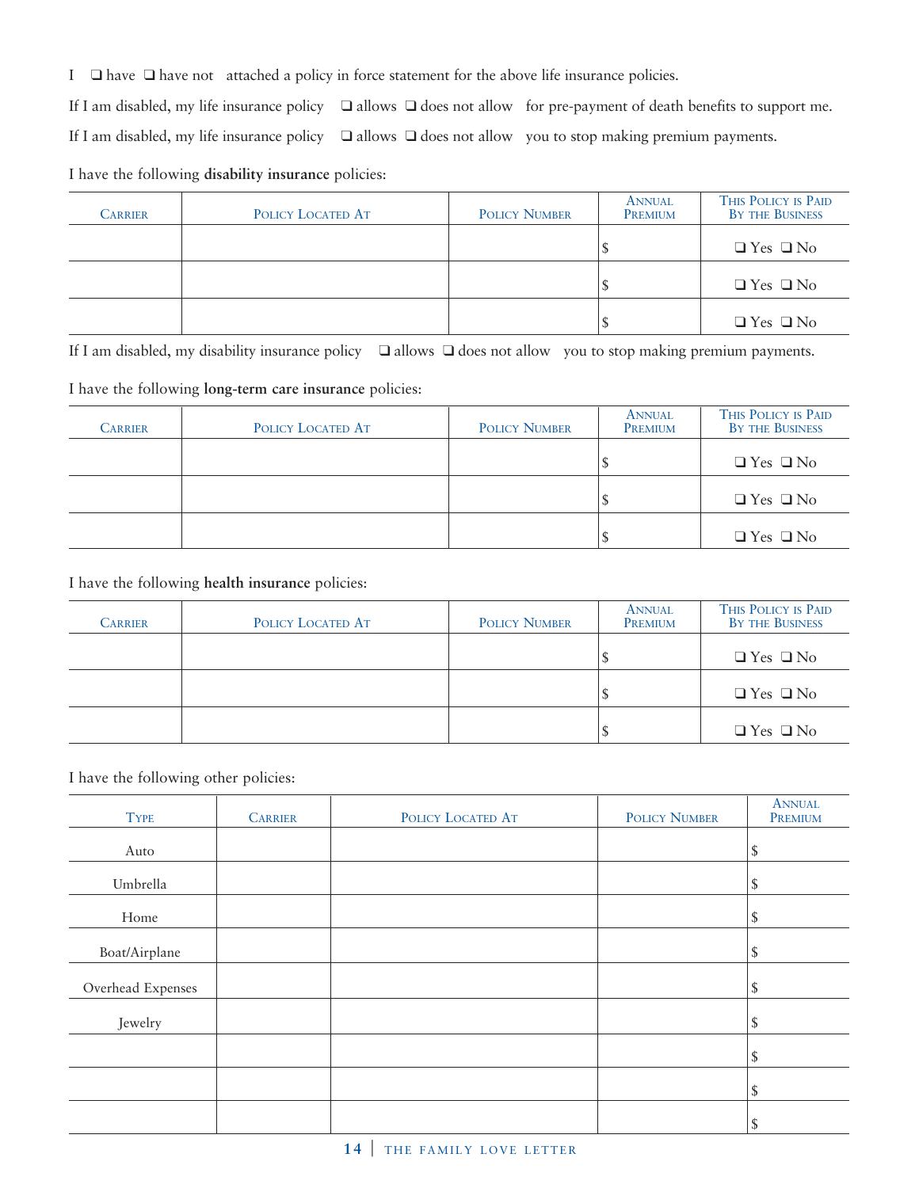I ❑ have ❑ have not attached a policy in force statement for the above life insurance policies.

If I am disabled, my life insurance policy ❑ allows ❑ does not allow for pre-payment of death benefits to support me.

If I am disabled, my life insurance policy ❑ allows ❑ does not allow you to stop making premium payments.

I have the following **disability insurance** policies:

| Carrier | Policy Located At | Policy Number | Annual Premium | This Policy is Paid By the Business |
|---|---|---|---|---|
| | | | $ | ❑ Yes ❑ No |
| | | | $ | ❑ Yes ❑ No |
| | | | $ | ❑ Yes ❑ No |

If I am disabled, my disability insurance policy ❑ allows ❑ does not allow you to stop making premium payments.

I have the following **long-term care insurance** policies:

| Carrier | Policy Located At | Policy Number | Annual Premium | This Policy is Paid By the Business |
|---|---|---|---|---|
| | | | $ | ❑ Yes ❑ No |
| | | | $ | ❑ Yes ❑ No |
| | | | $ | ❑ Yes ❑ No |

I have the following **health insurance** policies:

| Carrier | Policy Located At | Policy Number | Annual Premium | This Policy is Paid By the Business |
|---|---|---|---|---|
| | | | $ | ❑ Yes ❑ No |
| | | | $ | ❑ Yes ❑ No |
| | | | $ | ❑ Yes ❑ No |

I have the following other policies:

| Type | Carrier | Policy Located At | Policy Number | Annual Premium |
|---|---|---|---|---|
| Auto | | | | $ |
| Umbrella | | | | $ |
| Home | | | | $ |
| Boat/Airplane | | | | $ |
| Overhead Expenses | | | | $ |
| Jewelry | | | | $ |
| | | | | $ |
| | | | | $ |
| | | | | $ |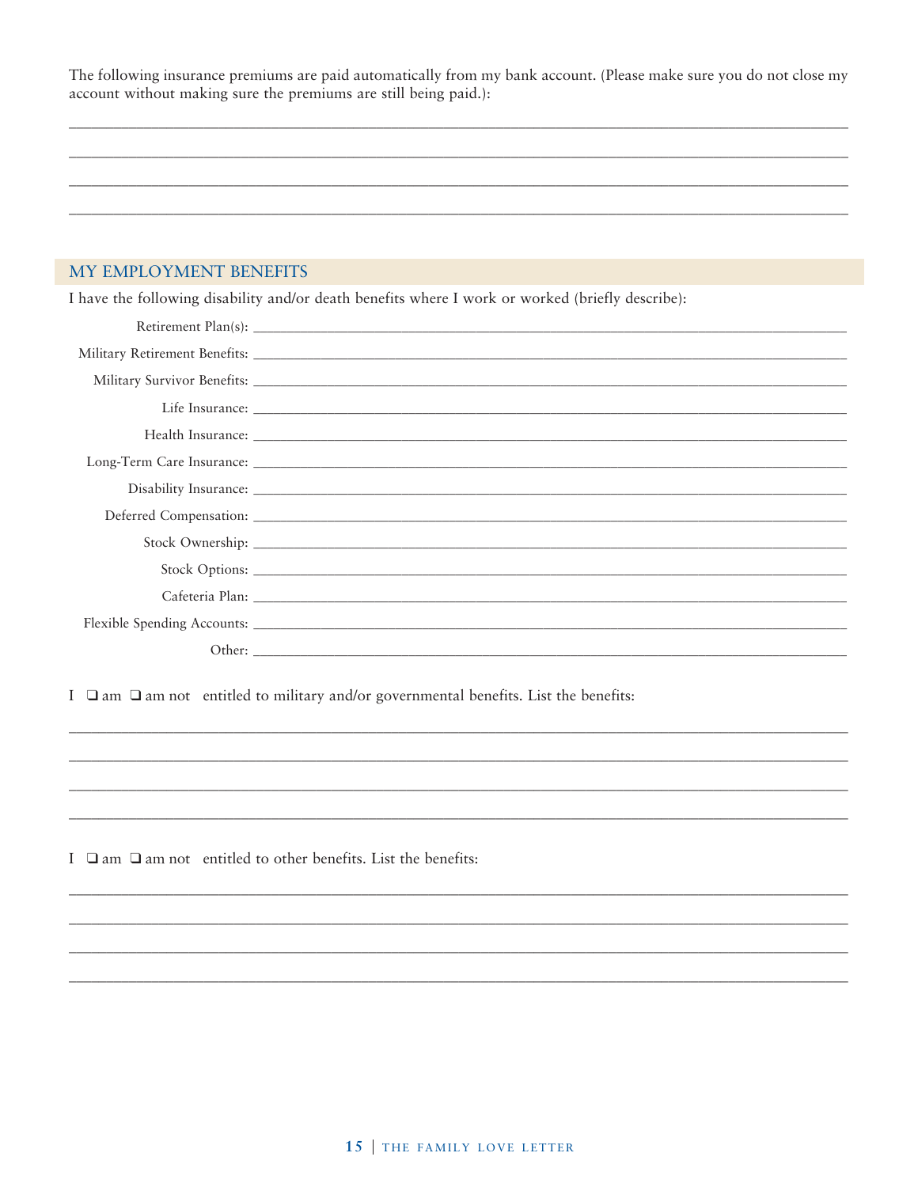The following insurance premiums are paid automatically from my bank account. (Please make sure you do not close my account without making sure the premiums are still being paid.):

______________________________________________________________________

______________________________________________________________________

______________________________________________________________________

______________________________________________________________________

## MY EMPLOYMENT BENEFITS

I have the following disability and/or death benefits where I work or worked (briefly describe):

Retirement Plan(s): ______________________________________________________

Military Retirement Benefits: ______________________________________________________

Military Survivor Benefits: ______________________________________________________

Life Insurance: ______________________________________________________

Health Insurance: ______________________________________________________

Long-Term Care Insurance: ______________________________________________________

Disability Insurance: ______________________________________________________

Deferred Compensation: ______________________________________________________

Stock Ownership: ______________________________________________________

Stock Options: ______________________________________________________

Cafeteria Plan: ______________________________________________________

Flexible Spending Accounts: ______________________________________________________

Other: ______________________________________________________

I ❑ am ❑ am not entitled to military and/or governmental benefits. List the benefits:

______________________________________________________________________

______________________________________________________________________

______________________________________________________________________

______________________________________________________________________

I ❑ am ❑ am not entitled to other benefits. List the benefits:

______________________________________________________________________

______________________________________________________________________

______________________________________________________________________

______________________________________________________________________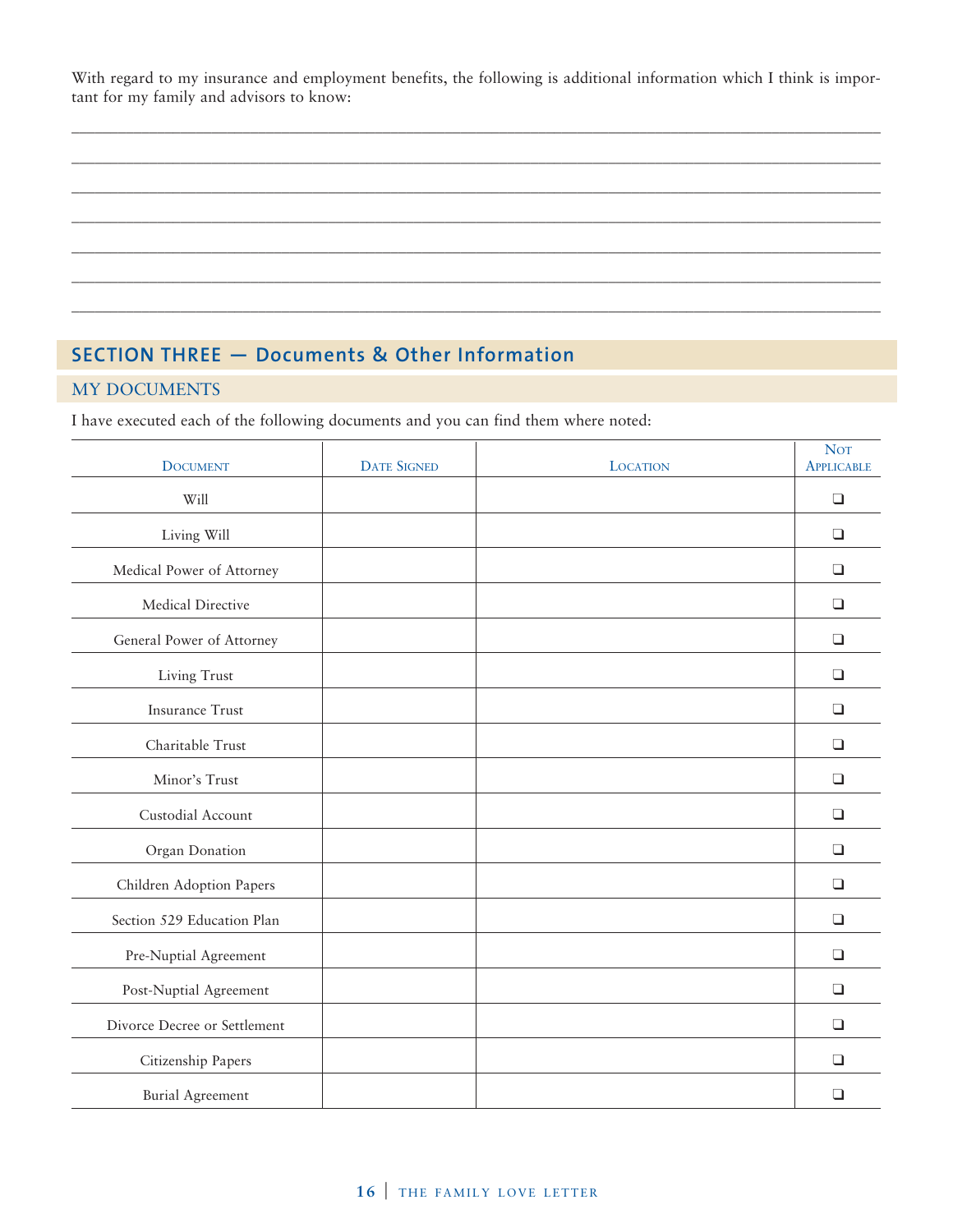With regard to my insurance and employment benefits, the following is additional information which I think is important for my family and advisors to know:

_______________________________________________________________________________

_______________________________________________________________________________

_______________________________________________________________________________

_______________________________________________________________________________

_______________________________________________________________________________

_______________________________________________________________________________

_______________________________________________________________________________

## SECTION THREE — Documents & Other Information

### MY DOCUMENTS

I have executed each of the following documents and you can find them where noted:

| Document | Date Signed | Location | Not Applicable |
|---|---|---|---|
| Will | | | ❑ |
| Living Will | | | ❑ |
| Medical Power of Attorney | | | ❑ |
| Medical Directive | | | ❑ |
| General Power of Attorney | | | ❑ |
| Living Trust | | | ❑ |
| Insurance Trust | | | ❑ |
| Charitable Trust | | | ❑ |
| Minor's Trust | | | ❑ |
| Custodial Account | | | ❑ |
| Organ Donation | | | ❑ |
| Children Adoption Papers | | | ❑ |
| Section 529 Education Plan | | | ❑ |
| Pre-Nuptial Agreement | | | ❑ |
| Post-Nuptial Agreement | | | ❑ |
| Divorce Decree or Settlement | | | ❑ |
| Citizenship Papers | | | ❑ |
| Burial Agreement | | | ❑ |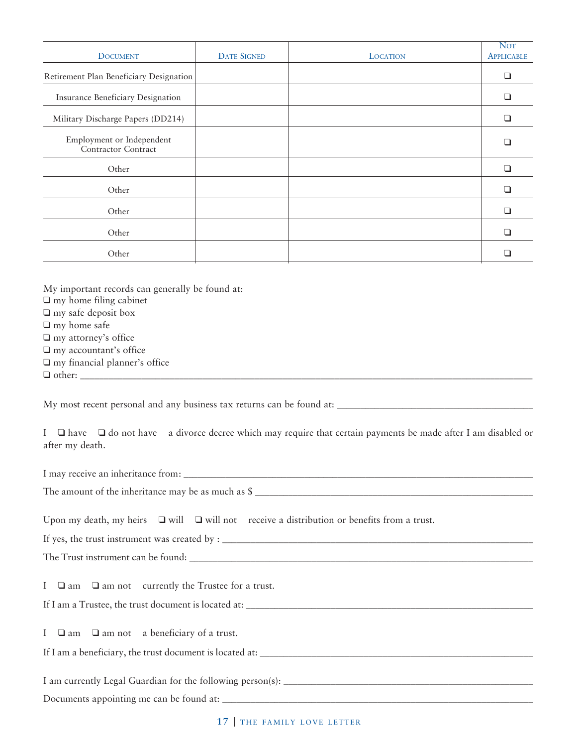| Document | Date Signed | Location | Not Applicable |
| --- | --- | --- | --- |
| Retirement Plan Beneficiary Designation | | | ❑ |
| Insurance Beneficiary Designation | | | ❑ |
| Military Discharge Papers (DD214) | | | ❑ |
| Employment or Independent Contractor Contract | | | ❑ |
| Other | | | ❑ |
| Other | | | ❑ |
| Other | | | ❑ |
| Other | | | ❑ |
| Other | | | ❑ |

My important records can generally be found at:
❑ my home filing cabinet
❑ my safe deposit box
❑ my home safe
❑ my attorney's office
❑ my accountant's office
❑ my financial planner's office
❑ other: ______________________________________________________________________________

My most recent personal and any business tax returns can be found at: ______________________________

I ❑ have ❑ do not have a divorce decree which may require that certain payments be made after I am disabled or after my death.

I may receive an inheritance from: ______________________________________________________________

The amount of the inheritance may be as much as $ ______________________________________________

Upon my death, my heirs ❑ will ❑ will not receive a distribution or benefits from a trust.

If yes, the trust instrument was created by : ______________________________________________________

The Trust instrument can be found: ______________________________________________________________

I ❑ am ❑ am not currently the Trustee for a trust.

If I am a Trustee, the trust document is located at: _________________________________________________

I ❑ am ❑ am not a beneficiary of a trust.

If I am a beneficiary, the trust document is located at: ______________________________________________

I am currently Legal Guardian for the following person(s): ____________________________________________

Documents appointing me can be found at: _________________________________________________________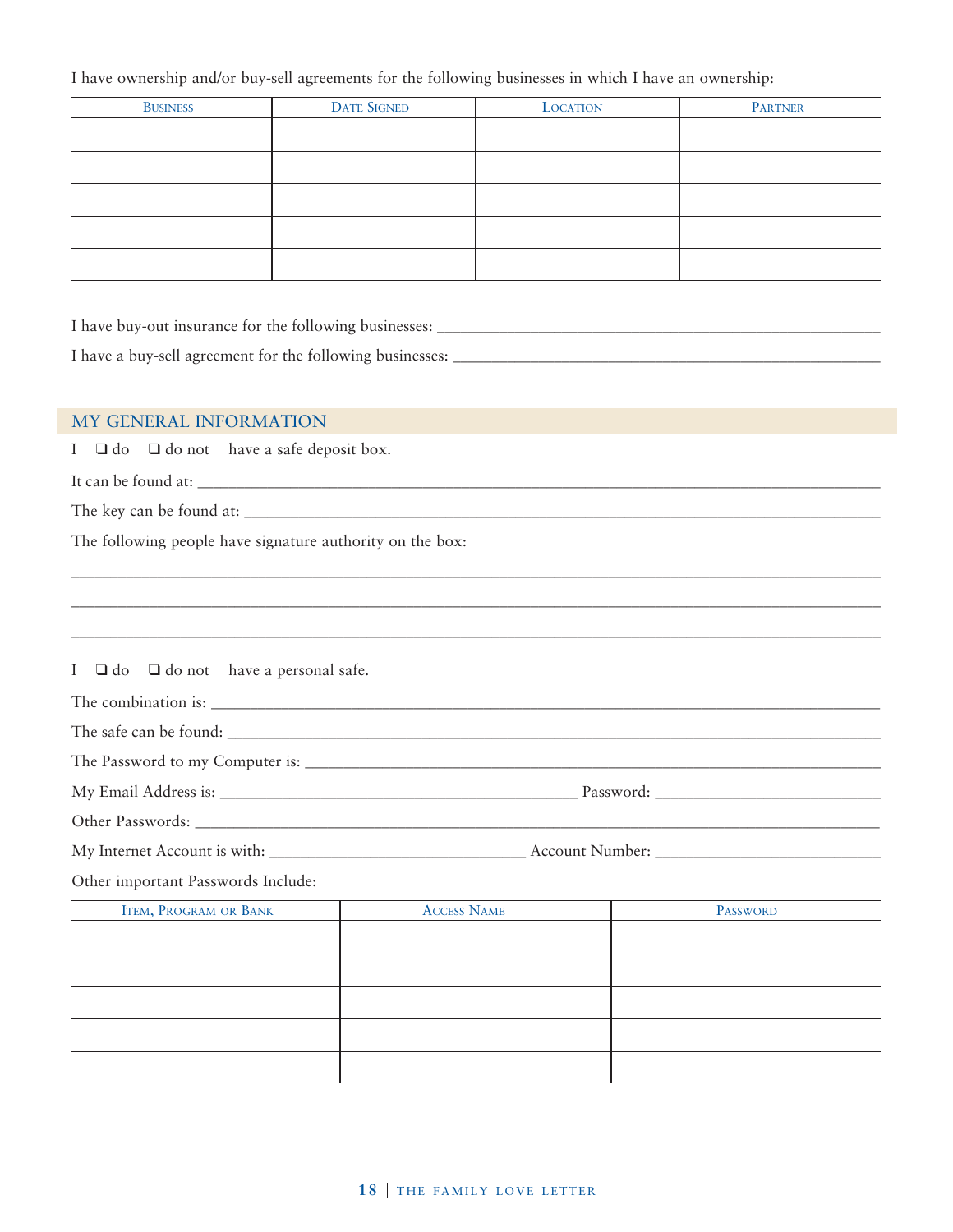I have ownership and/or buy-sell agreements for the following businesses in which I have an ownership:

| Business | Date Signed | Location | Partner |
|---|---|---|---|
| | | | |
| | | | |
| | | | |
| | | | |
| | | | |

I have buy-out insurance for the following businesses: ____________________________________________

I have a buy-sell agreement for the following businesses: ____________________________________________

## MY GENERAL INFORMATION

I ❑ do ❑ do not have a safe deposit box.

It can be found at: ____________________________________________

The key can be found at: ____________________________________________

The following people have signature authority on the box:

____________________________________________

____________________________________________

____________________________________________

I ❑ do ❑ do not have a personal safe.

The combination is: ____________________________________________

The safe can be found: ____________________________________________

The Password to my Computer is: ____________________________________________

My Email Address is: ______________________ Password: ______________________

Other Passwords: ____________________________________________

My Internet Account is with: ______________________ Account Number: ______________________

Other important Passwords Include:

| Item, Program or Bank | Access Name | Password |
|---|---|---|
| | | |
| | | |
| | | |
| | | |
| | | |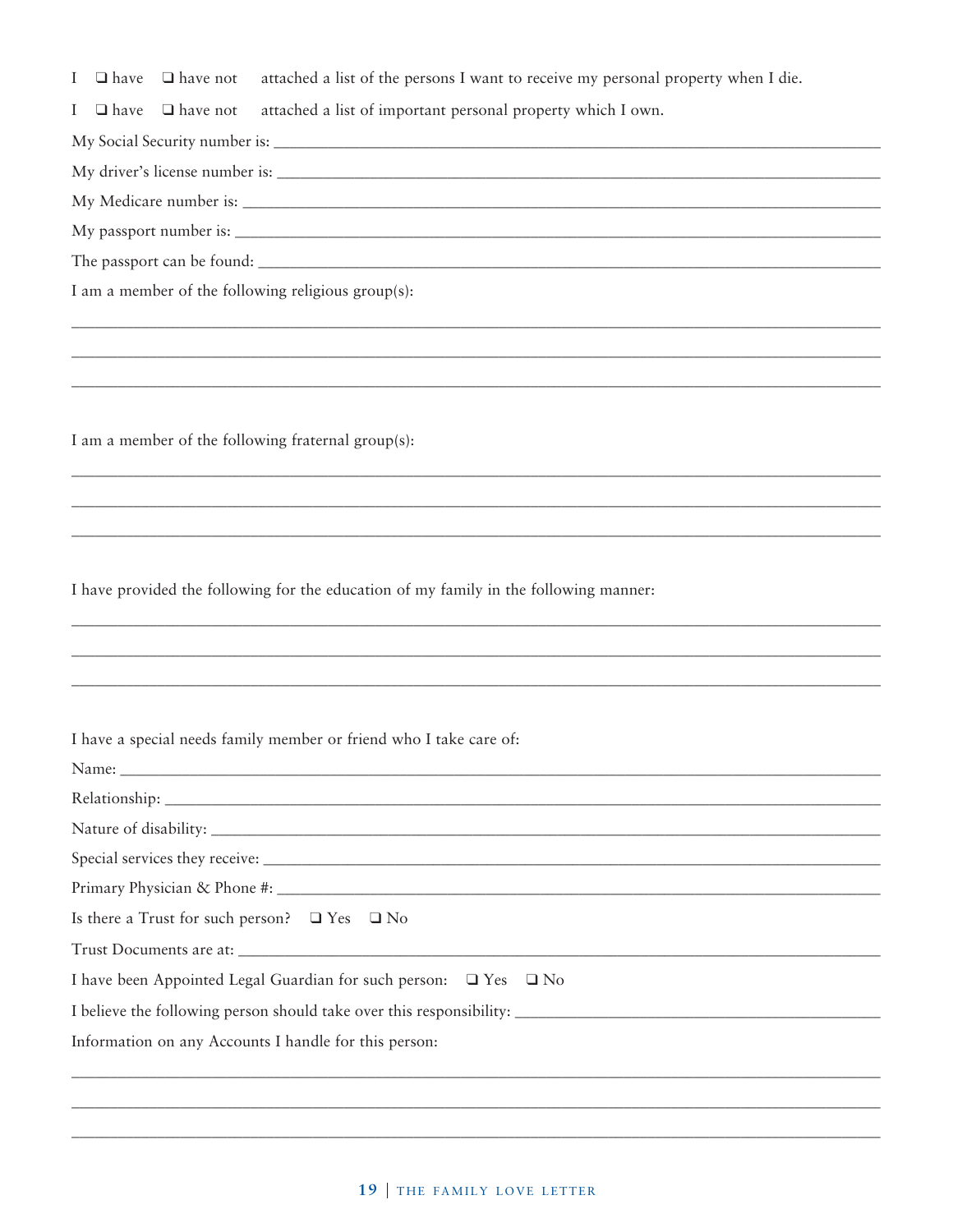I ❑ have ❑ have not attached a list of the persons I want to receive my personal property when I die.

I ❑ have ❑ have not attached a list of important personal property which I own.

My Social Security number is: ______________________________________________

My driver's license number is: ______________________________________________

My Medicare number is: ______________________________________________

My passport number is: ______________________________________________

The passport can be found: ______________________________________________

I am a member of the following religious group(s):

______________________________________________

______________________________________________

______________________________________________

I am a member of the following fraternal group(s):

______________________________________________

______________________________________________

______________________________________________

I have provided the following for the education of my family in the following manner:

______________________________________________

______________________________________________

______________________________________________

I have a special needs family member or friend who I take care of:

Name: ______________________________________________

Relationship: ______________________________________________

Nature of disability: ______________________________________________

Special services they receive: ______________________________________________

Primary Physician & Phone #: ______________________________________________

Is there a Trust for such person? ❑ Yes ❑ No

Trust Documents are at: ______________________________________________

I have been Appointed Legal Guardian for such person: ❑ Yes ❑ No

I believe the following person should take over this responsibility: ______________________________

Information on any Accounts I handle for this person:

______________________________________________

______________________________________________

______________________________________________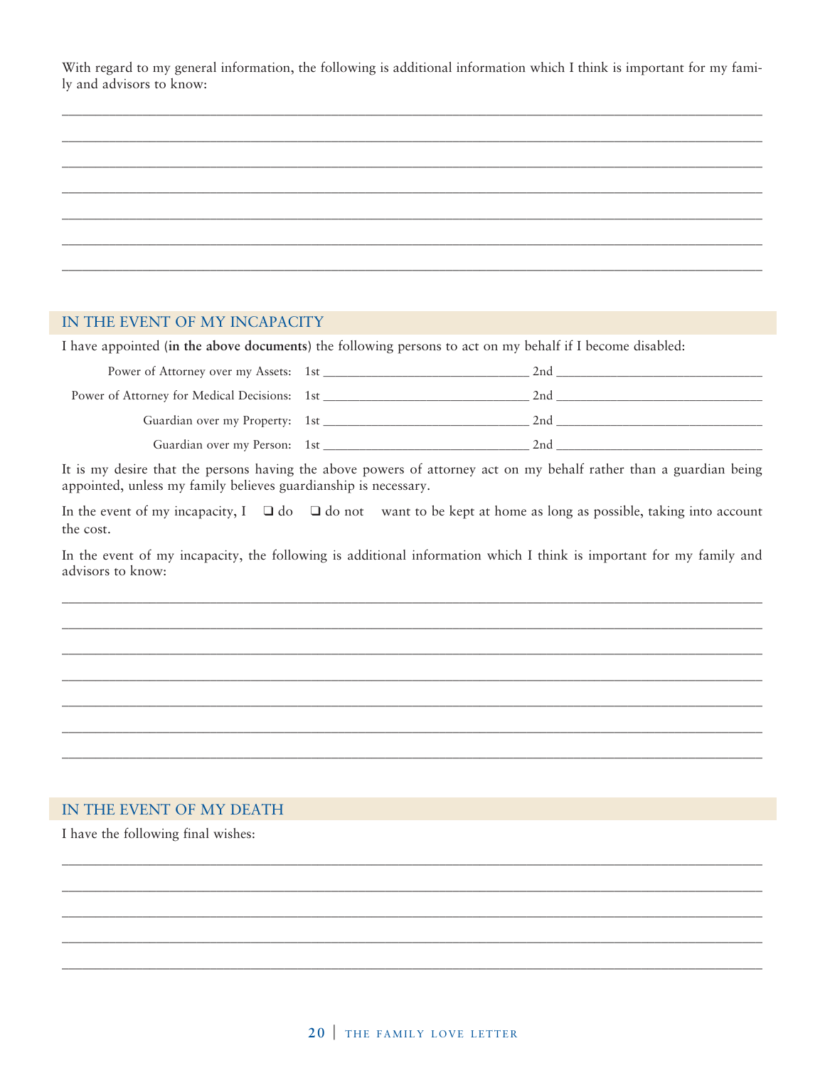With regard to my general information, the following is additional information which I think is important for my family and advisors to know:

\_\_\_\_\_\_\_\_\_\_\_\_\_\_\_\_\_\_\_\_\_\_\_\_\_\_\_\_\_\_\_\_\_\_\_\_\_\_\_\_\_\_\_\_\_\_\_\_\_\_\_\_\_\_\_\_\_\_\_\_\_\_\_\_\_\_\_\_\_\_\_\_\_\_\_\_\_\_

\_\_\_\_\_\_\_\_\_\_\_\_\_\_\_\_\_\_\_\_\_\_\_\_\_\_\_\_\_\_\_\_\_\_\_\_\_\_\_\_\_\_\_\_\_\_\_\_\_\_\_\_\_\_\_\_\_\_\_\_\_\_\_\_\_\_\_\_\_\_\_\_\_\_\_\_\_\_

\_\_\_\_\_\_\_\_\_\_\_\_\_\_\_\_\_\_\_\_\_\_\_\_\_\_\_\_\_\_\_\_\_\_\_\_\_\_\_\_\_\_\_\_\_\_\_\_\_\_\_\_\_\_\_\_\_\_\_\_\_\_\_\_\_\_\_\_\_\_\_\_\_\_\_\_\_\_

\_\_\_\_\_\_\_\_\_\_\_\_\_\_\_\_\_\_\_\_\_\_\_\_\_\_\_\_\_\_\_\_\_\_\_\_\_\_\_\_\_\_\_\_\_\_\_\_\_\_\_\_\_\_\_\_\_\_\_\_\_\_\_\_\_\_\_\_\_\_\_\_\_\_\_\_\_\_

\_\_\_\_\_\_\_\_\_\_\_\_\_\_\_\_\_\_\_\_\_\_\_\_\_\_\_\_\_\_\_\_\_\_\_\_\_\_\_\_\_\_\_\_\_\_\_\_\_\_\_\_\_\_\_\_\_\_\_\_\_\_\_\_\_\_\_\_\_\_\_\_\_\_\_\_\_\_

\_\_\_\_\_\_\_\_\_\_\_\_\_\_\_\_\_\_\_\_\_\_\_\_\_\_\_\_\_\_\_\_\_\_\_\_\_\_\_\_\_\_\_\_\_\_\_\_\_\_\_\_\_\_\_\_\_\_\_\_\_\_\_\_\_\_\_\_\_\_\_\_\_\_\_\_\_\_

\_\_\_\_\_\_\_\_\_\_\_\_\_\_\_\_\_\_\_\_\_\_\_\_\_\_\_\_\_\_\_\_\_\_\_\_\_\_\_\_\_\_\_\_\_\_\_\_\_\_\_\_\_\_\_\_\_\_\_\_\_\_\_\_\_\_\_\_\_\_\_\_\_\_\_\_\_\_

## IN THE EVENT OF MY INCAPACITY

I have appointed (**in the above documents**) the following persons to act on my behalf if I become disabled:

| | | |
|---|---|---|
| Power of Attorney over my Assets: | 1st \_\_\_\_\_\_\_\_\_\_\_\_\_\_\_\_\_\_\_\_ | 2nd \_\_\_\_\_\_\_\_\_\_\_\_\_\_\_\_\_\_\_\_ |
| Power of Attorney for Medical Decisions: | 1st \_\_\_\_\_\_\_\_\_\_\_\_\_\_\_\_\_\_\_\_ | 2nd \_\_\_\_\_\_\_\_\_\_\_\_\_\_\_\_\_\_\_\_ |
| Guardian over my Property: | 1st \_\_\_\_\_\_\_\_\_\_\_\_\_\_\_\_\_\_\_\_ | 2nd \_\_\_\_\_\_\_\_\_\_\_\_\_\_\_\_\_\_\_\_ |
| Guardian over my Person: | 1st \_\_\_\_\_\_\_\_\_\_\_\_\_\_\_\_\_\_\_\_ | 2nd \_\_\_\_\_\_\_\_\_\_\_\_\_\_\_\_\_\_\_\_ |

It is my desire that the persons having the above powers of attorney act on my behalf rather than a guardian being appointed, unless my family believes guardianship is necessary.

In the event of my incapacity, I ❑ do ❑ do not want to be kept at home as long as possible, taking into account the cost.

In the event of my incapacity, the following is additional information which I think is important for my family and advisors to know:

\_\_\_\_\_\_\_\_\_\_\_\_\_\_\_\_\_\_\_\_\_\_\_\_\_\_\_\_\_\_\_\_\_\_\_\_\_\_\_\_\_\_\_\_\_\_\_\_\_\_\_\_\_\_\_\_\_\_\_\_\_\_\_\_\_\_\_\_\_\_\_\_\_\_\_\_\_\_

\_\_\_\_\_\_\_\_\_\_\_\_\_\_\_\_\_\_\_\_\_\_\_\_\_\_\_\_\_\_\_\_\_\_\_\_\_\_\_\_\_\_\_\_\_\_\_\_\_\_\_\_\_\_\_\_\_\_\_\_\_\_\_\_\_\_\_\_\_\_\_\_\_\_\_\_\_\_

\_\_\_\_\_\_\_\_\_\_\_\_\_\_\_\_\_\_\_\_\_\_\_\_\_\_\_\_\_\_\_\_\_\_\_\_\_\_\_\_\_\_\_\_\_\_\_\_\_\_\_\_\_\_\_\_\_\_\_\_\_\_\_\_\_\_\_\_\_\_\_\_\_\_\_\_\_\_

\_\_\_\_\_\_\_\_\_\_\_\_\_\_\_\_\_\_\_\_\_\_\_\_\_\_\_\_\_\_\_\_\_\_\_\_\_\_\_\_\_\_\_\_\_\_\_\_\_\_\_\_\_\_\_\_\_\_\_\_\_\_\_\_\_\_\_\_\_\_\_\_\_\_\_\_\_\_

\_\_\_\_\_\_\_\_\_\_\_\_\_\_\_\_\_\_\_\_\_\_\_\_\_\_\_\_\_\_\_\_\_\_\_\_\_\_\_\_\_\_\_\_\_\_\_\_\_\_\_\_\_\_\_\_\_\_\_\_\_\_\_\_\_\_\_\_\_\_\_\_\_\_\_\_\_\_

\_\_\_\_\_\_\_\_\_\_\_\_\_\_\_\_\_\_\_\_\_\_\_\_\_\_\_\_\_\_\_\_\_\_\_\_\_\_\_\_\_\_\_\_\_\_\_\_\_\_\_\_\_\_\_\_\_\_\_\_\_\_\_\_\_\_\_\_\_\_\_\_\_\_\_\_\_\_

\_\_\_\_\_\_\_\_\_\_\_\_\_\_\_\_\_\_\_\_\_\_\_\_\_\_\_\_\_\_\_\_\_\_\_\_\_\_\_\_\_\_\_\_\_\_\_\_\_\_\_\_\_\_\_\_\_\_\_\_\_\_\_\_\_\_\_\_\_\_\_\_\_\_\_\_\_\_

## IN THE EVENT OF MY DEATH

I have the following final wishes:

\_\_\_\_\_\_\_\_\_\_\_\_\_\_\_\_\_\_\_\_\_\_\_\_\_\_\_\_\_\_\_\_\_\_\_\_\_\_\_\_\_\_\_\_\_\_\_\_\_\_\_\_\_\_\_\_\_\_\_\_\_\_\_\_\_\_\_\_\_\_\_\_\_\_\_\_\_\_

\_\_\_\_\_\_\_\_\_\_\_\_\_\_\_\_\_\_\_\_\_\_\_\_\_\_\_\_\_\_\_\_\_\_\_\_\_\_\_\_\_\_\_\_\_\_\_\_\_\_\_\_\_\_\_\_\_\_\_\_\_\_\_\_\_\_\_\_\_\_\_\_\_\_\_\_\_\_

\_\_\_\_\_\_\_\_\_\_\_\_\_\_\_\_\_\_\_\_\_\_\_\_\_\_\_\_\_\_\_\_\_\_\_\_\_\_\_\_\_\_\_\_\_\_\_\_\_\_\_\_\_\_\_\_\_\_\_\_\_\_\_\_\_\_\_\_\_\_\_\_\_\_\_\_\_\_

\_\_\_\_\_\_\_\_\_\_\_\_\_\_\_\_\_\_\_\_\_\_\_\_\_\_\_\_\_\_\_\_\_\_\_\_\_\_\_\_\_\_\_\_\_\_\_\_\_\_\_\_\_\_\_\_\_\_\_\_\_\_\_\_\_\_\_\_\_\_\_\_\_\_\_\_\_\_

\_\_\_\_\_\_\_\_\_\_\_\_\_\_\_\_\_\_\_\_\_\_\_\_\_\_\_\_\_\_\_\_\_\_\_\_\_\_\_\_\_\_\_\_\_\_\_\_\_\_\_\_\_\_\_\_\_\_\_\_\_\_\_\_\_\_\_\_\_\_\_\_\_\_\_\_\_\_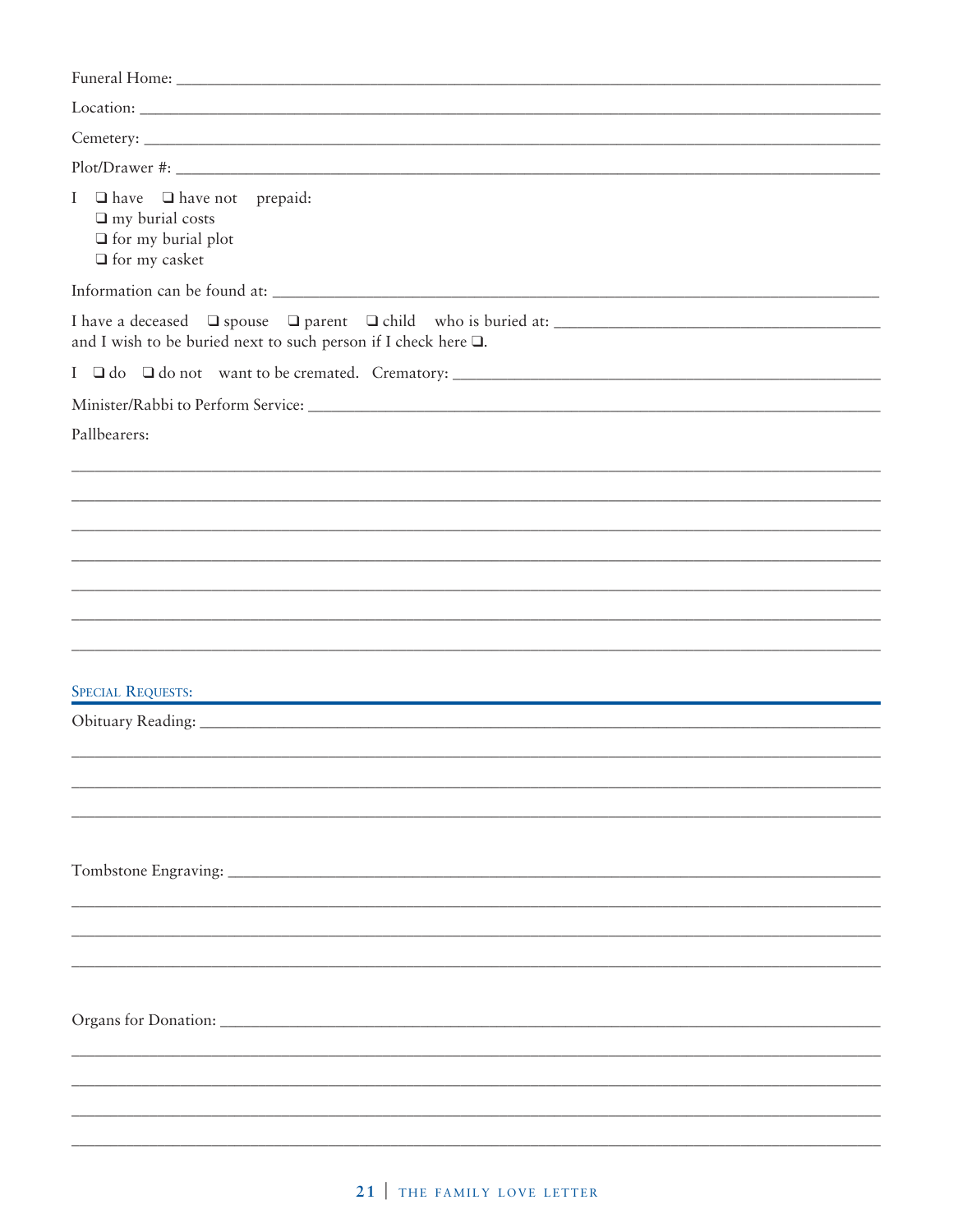Funeral Home: ______________________________________________________________________________

Location: __________________________________________________________________________________

Cemetery: _________________________________________________________________________________

Plot/Drawer #: ______________________________________________________________________________

I ❑ have ❑ have not prepaid:
❑ my burial costs
❑ for my burial plot
❑ for my casket

Information can be found at: ___________________________________________________________________

I have a deceased ❑ spouse ❑ parent ❑ child who is buried at: _______________________________________
and I wish to be buried next to such person if I check here ❑.

I ❑ do ❑ do not want to be cremated. Crematory: _________________________________________________

Minister/Rabbi to Perform Service: _______________________________________________________________

Pallbearers:

__________________________________________________________________________________________

__________________________________________________________________________________________

__________________________________________________________________________________________

__________________________________________________________________________________________

__________________________________________________________________________________________

__________________________________________________________________________________________

__________________________________________________________________________________________

## Special Requests:

Obituary Reading: ____________________________________________________________________________

__________________________________________________________________________________________

__________________________________________________________________________________________

__________________________________________________________________________________________

Tombstone Engraving: _________________________________________________________________________

__________________________________________________________________________________________

__________________________________________________________________________________________

__________________________________________________________________________________________

Organs for Donation: __________________________________________________________________________

__________________________________________________________________________________________

__________________________________________________________________________________________

__________________________________________________________________________________________

__________________________________________________________________________________________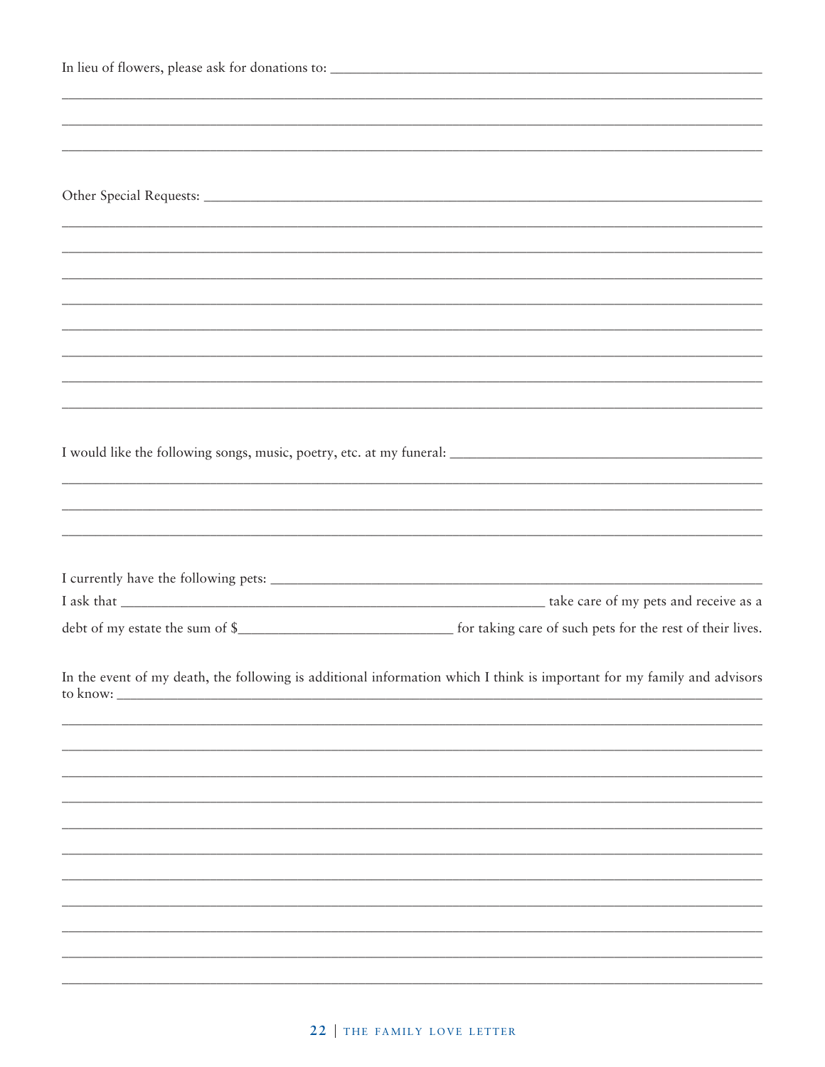In lieu of flowers, please ask for donations to: ______________________________________________

______________________________________________________________________________

______________________________________________________________________________

______________________________________________________________________________

Other Special Requests: ______________________________________________________

______________________________________________________________________________

______________________________________________________________________________

______________________________________________________________________________

______________________________________________________________________________

______________________________________________________________________________

______________________________________________________________________________

______________________________________________________________________________

______________________________________________________________________________

I would like the following songs, music, poetry, etc. at my funeral: ______________________________

______________________________________________________________________________

______________________________________________________________________________

______________________________________________________________________________

I currently have the following pets: ____________________________________________________

I ask that ______________________________________________ take care of my pets and receive as a debt of my estate the sum of $______________________ for taking care of such pets for the rest of their lives.

In the event of my death, the following is additional information which I think is important for my family and advisors to know: __________________________________________________________________

______________________________________________________________________________

______________________________________________________________________________

______________________________________________________________________________

______________________________________________________________________________

______________________________________________________________________________

______________________________________________________________________________

______________________________________________________________________________

______________________________________________________________________________

______________________________________________________________________________

______________________________________________________________________________

______________________________________________________________________________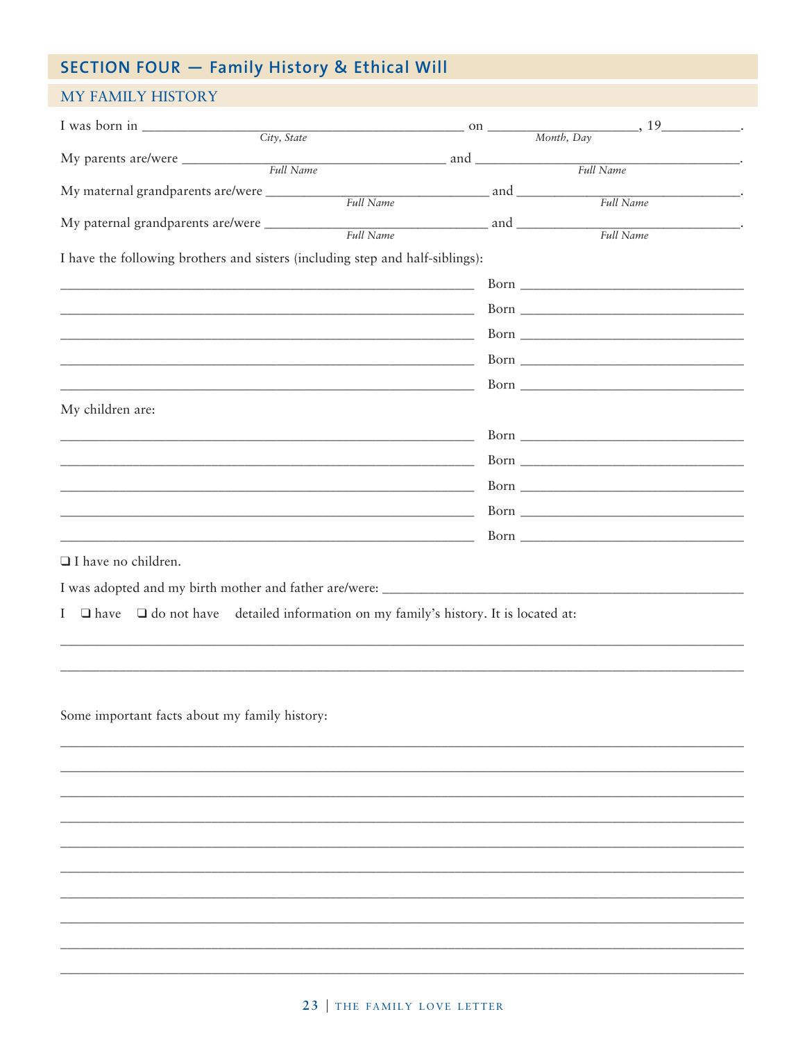# SECTION FOUR — Family History & Ethical Will

## MY FAMILY HISTORY

I was born in ______________________________ on ____________________, 19__________.
*City, State* — *Month, Day*

My parents are/were ______________________________ and ______________________________.
*Full Name* — *Full Name*

My maternal grandparents are/were ______________________________ and ______________________________.
*Full Name* — *Full Name*

My paternal grandparents are/were ______________________________ and ______________________________.
*Full Name* — *Full Name*

I have the following brothers and sisters (including step and half-siblings):

______________________________ Born ______________________________

______________________________ Born ______________________________

______________________________ Born ______________________________

______________________________ Born ______________________________

______________________________ Born ______________________________

My children are:

______________________________ Born ______________________________

______________________________ Born ______________________________

______________________________ Born ______________________________

______________________________ Born ______________________________

______________________________ Born ______________________________

❑ I have no children.

I was adopted and my birth mother and father are/were: ______________________________

I ❑ have ❑ do not have detailed information on my family's history. It is located at:

______________________________________________________________________

______________________________________________________________________

Some important facts about my family history:

______________________________________________________________________

______________________________________________________________________

______________________________________________________________________

______________________________________________________________________

______________________________________________________________________

______________________________________________________________________

______________________________________________________________________

______________________________________________________________________

______________________________________________________________________

______________________________________________________________________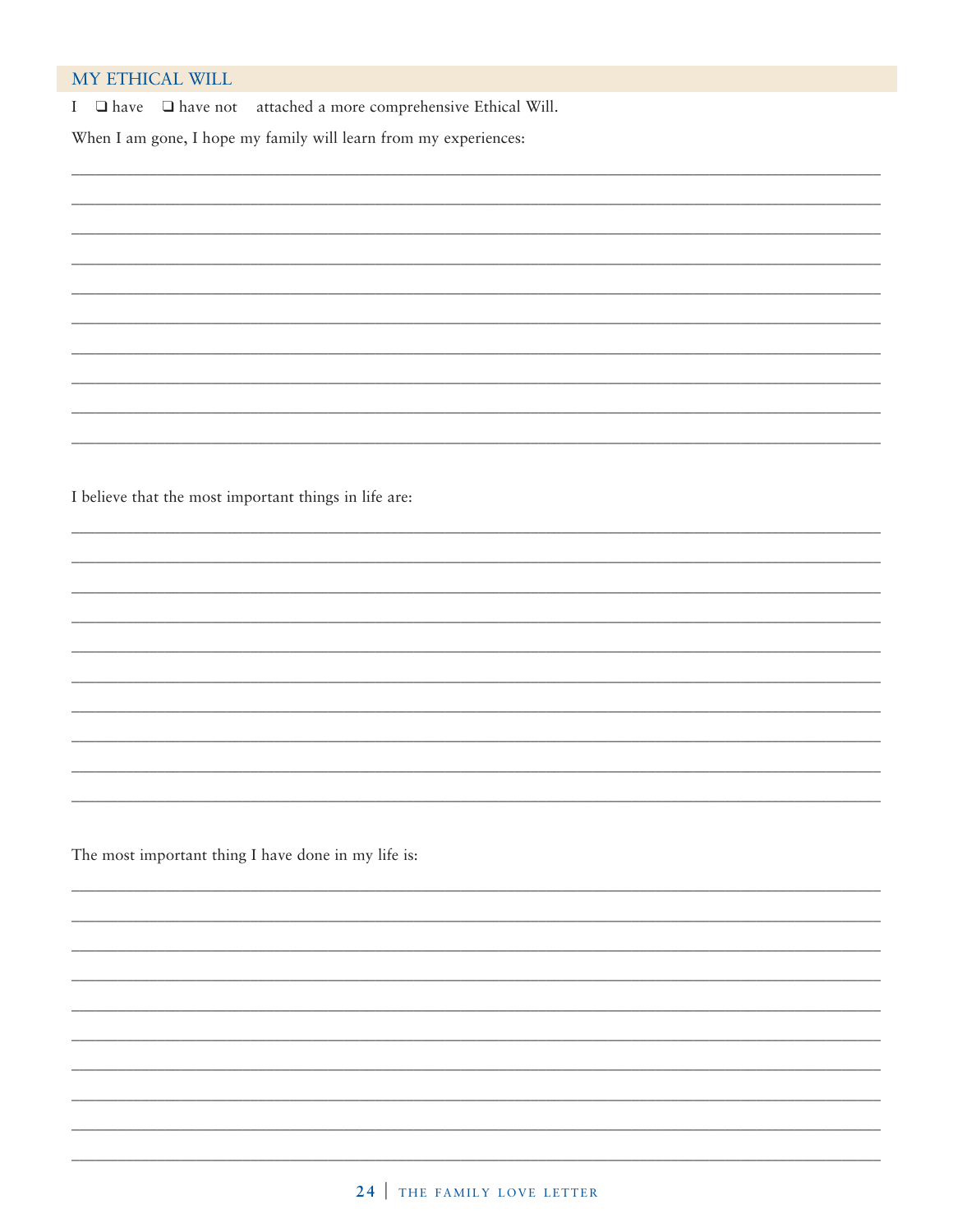## MY ETHICAL WILL

I ❑ have ❑ have not attached a more comprehensive Ethical Will.

When I am gone, I hope my family will learn from my experiences:

_______________________________________________________________________________

_______________________________________________________________________________

_______________________________________________________________________________

_______________________________________________________________________________

_______________________________________________________________________________

_______________________________________________________________________________

_______________________________________________________________________________

_______________________________________________________________________________

_______________________________________________________________________________

_______________________________________________________________________________

I believe that the most important things in life are:

_______________________________________________________________________________

_______________________________________________________________________________

_______________________________________________________________________________

_______________________________________________________________________________

_______________________________________________________________________________

_______________________________________________________________________________

_______________________________________________________________________________

_______________________________________________________________________________

_______________________________________________________________________________

_______________________________________________________________________________

The most important thing I have done in my life is:

_______________________________________________________________________________

_______________________________________________________________________________

_______________________________________________________________________________

_______________________________________________________________________________

_______________________________________________________________________________

_______________________________________________________________________________

_______________________________________________________________________________

_______________________________________________________________________________

_______________________________________________________________________________

_______________________________________________________________________________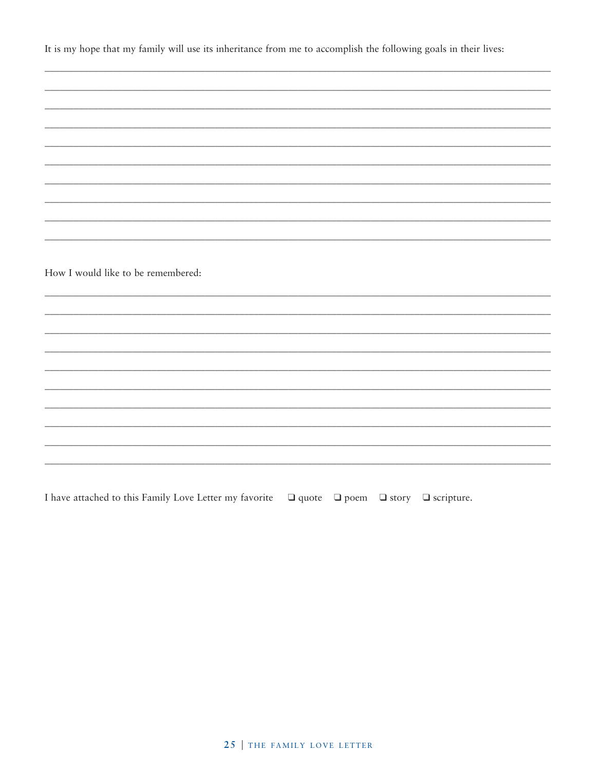It is my hope that my family will use its inheritance from me to accomplish the following goals in their lives:

______________________________________________________________________________

______________________________________________________________________________

______________________________________________________________________________

______________________________________________________________________________

______________________________________________________________________________

______________________________________________________________________________

______________________________________________________________________________

______________________________________________________________________________

______________________________________________________________________________

______________________________________________________________________________

How I would like to be remembered:

______________________________________________________________________________

______________________________________________________________________________

______________________________________________________________________________

______________________________________________________________________________

______________________________________________________________________________

______________________________________________________________________________

______________________________________________________________________________

______________________________________________________________________________

______________________________________________________________________________

______________________________________________________________________________

I have attached to this Family Love Letter my favorite ❑ quote ❑ poem ❑ story ❑ scripture.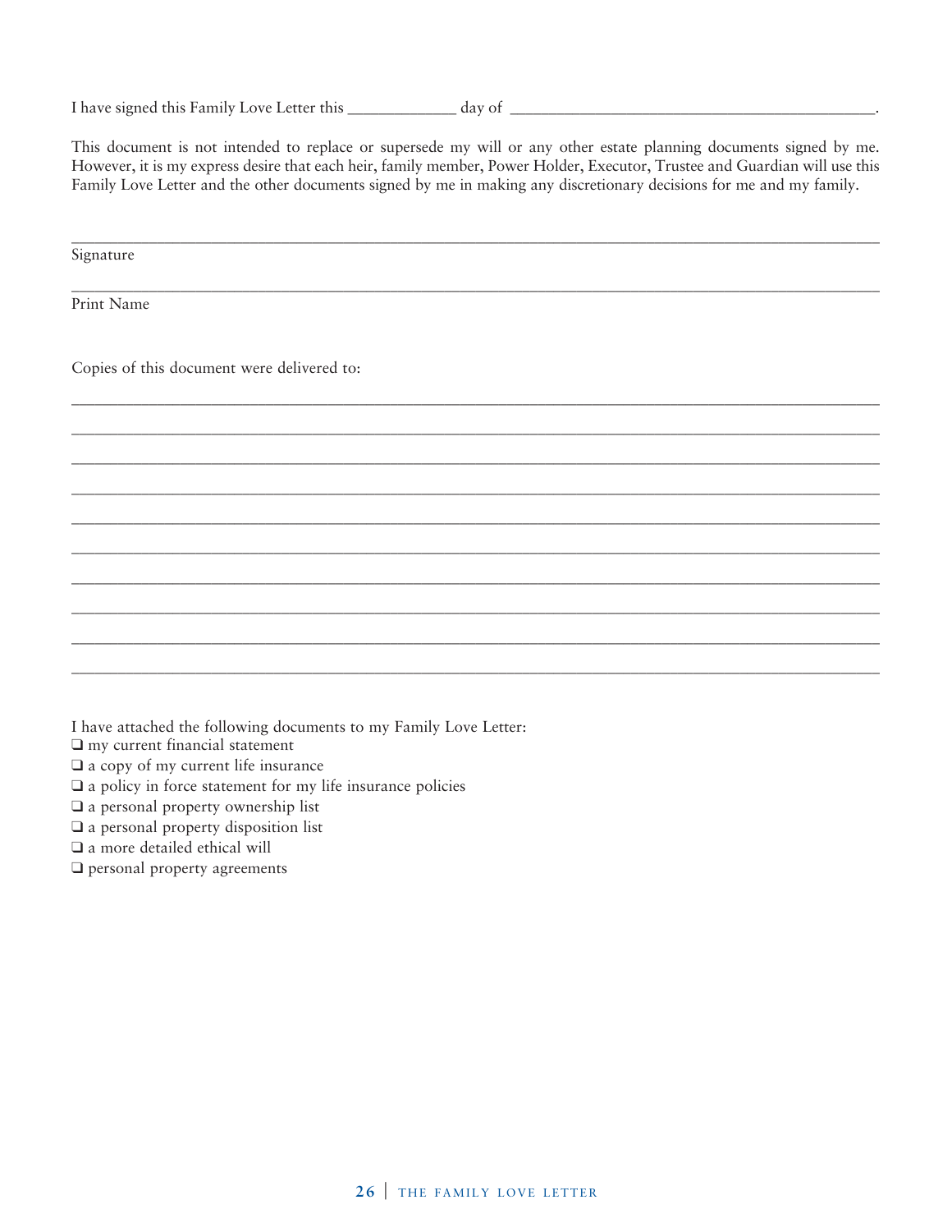I have signed this Family Love Letter this _____________ day of _____________________________________________.

This document is not intended to replace or supersede my will or any other estate planning documents signed by me. However, it is my express desire that each heir, family member, Power Holder, Executor, Trustee and Guardian will use this Family Love Letter and the other documents signed by me in making any discretionary decisions for me and my family.

_____________________________________________________________________________________________

Signature

_____________________________________________________________________________________________

Print Name

Copies of this document were delivered to:

_____________________________________________________________________________________________

_____________________________________________________________________________________________

_____________________________________________________________________________________________

_____________________________________________________________________________________________

_____________________________________________________________________________________________

_____________________________________________________________________________________________

_____________________________________________________________________________________________

_____________________________________________________________________________________________

_____________________________________________________________________________________________

_____________________________________________________________________________________________

I have attached the following documents to my Family Love Letter:

- ❑ my current financial statement
- ❑ a copy of my current life insurance
- ❑ a policy in force statement for my life insurance policies
- ❑ a personal property ownership list
- ❑ a personal property disposition list
- ❑ a more detailed ethical will
- ❑ personal property agreements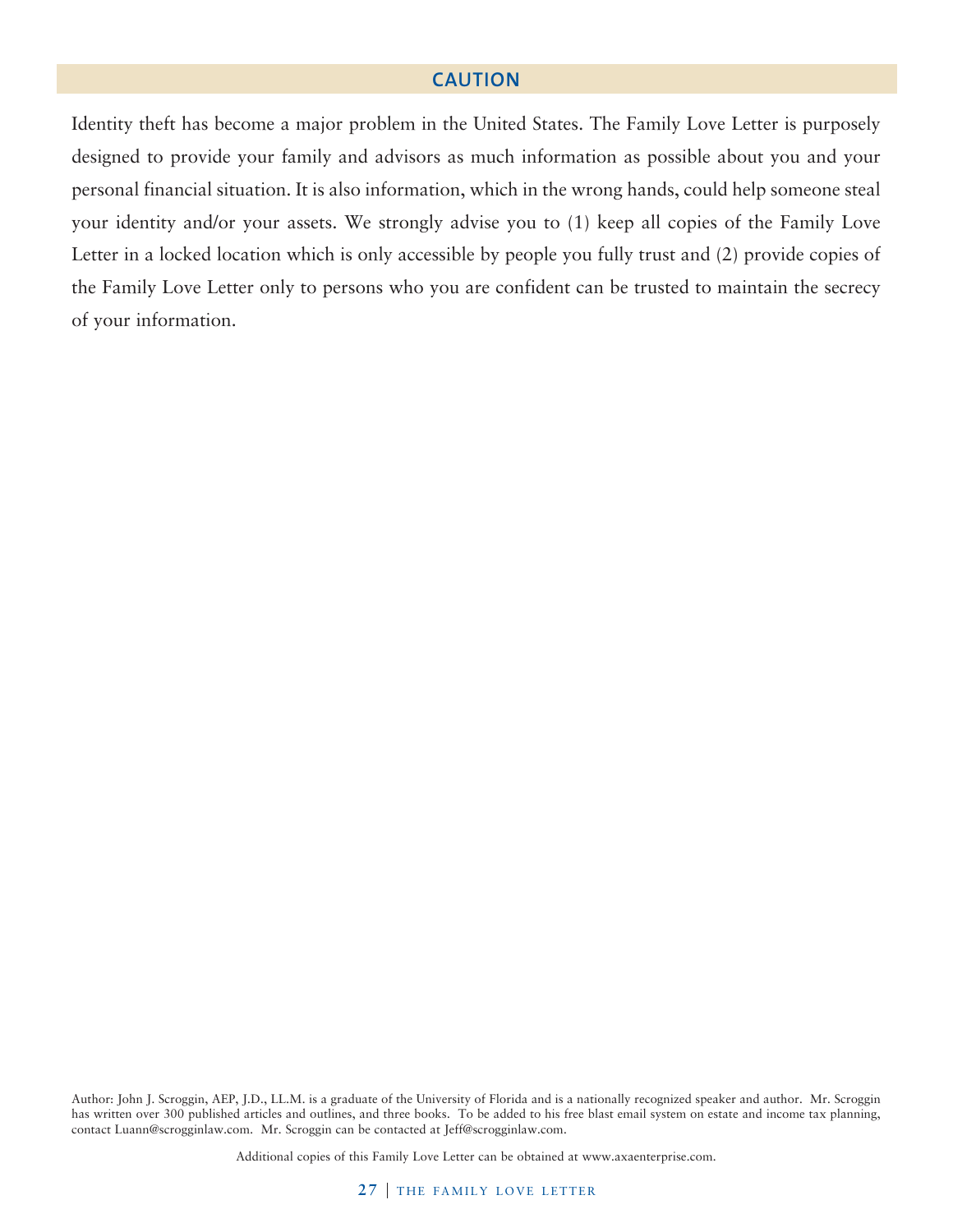## CAUTION

Identity theft has become a major problem in the United States. The Family Love Letter is purposely designed to provide your family and advisors as much information as possible about you and your personal financial situation. It is also information, which in the wrong hands, could help someone steal your identity and/or your assets. We strongly advise you to (1) keep all copies of the Family Love Letter in a locked location which is only accessible by people you fully trust and (2) provide copies of the Family Love Letter only to persons who you are confident can be trusted to maintain the secrecy of your information.

Author: John J. Scroggin, AEP, J.D., LL.M. is a graduate of the University of Florida and is a nationally recognized speaker and author. Mr. Scroggin has written over 300 published articles and outlines, and three books. To be added to his free blast email system on estate and income tax planning, contact Luann@scrogginlaw.com. Mr. Scroggin can be contacted at Jeff@scrogginlaw.com.

Additional copies of this Family Love Letter can be obtained at www.axaenterprise.com.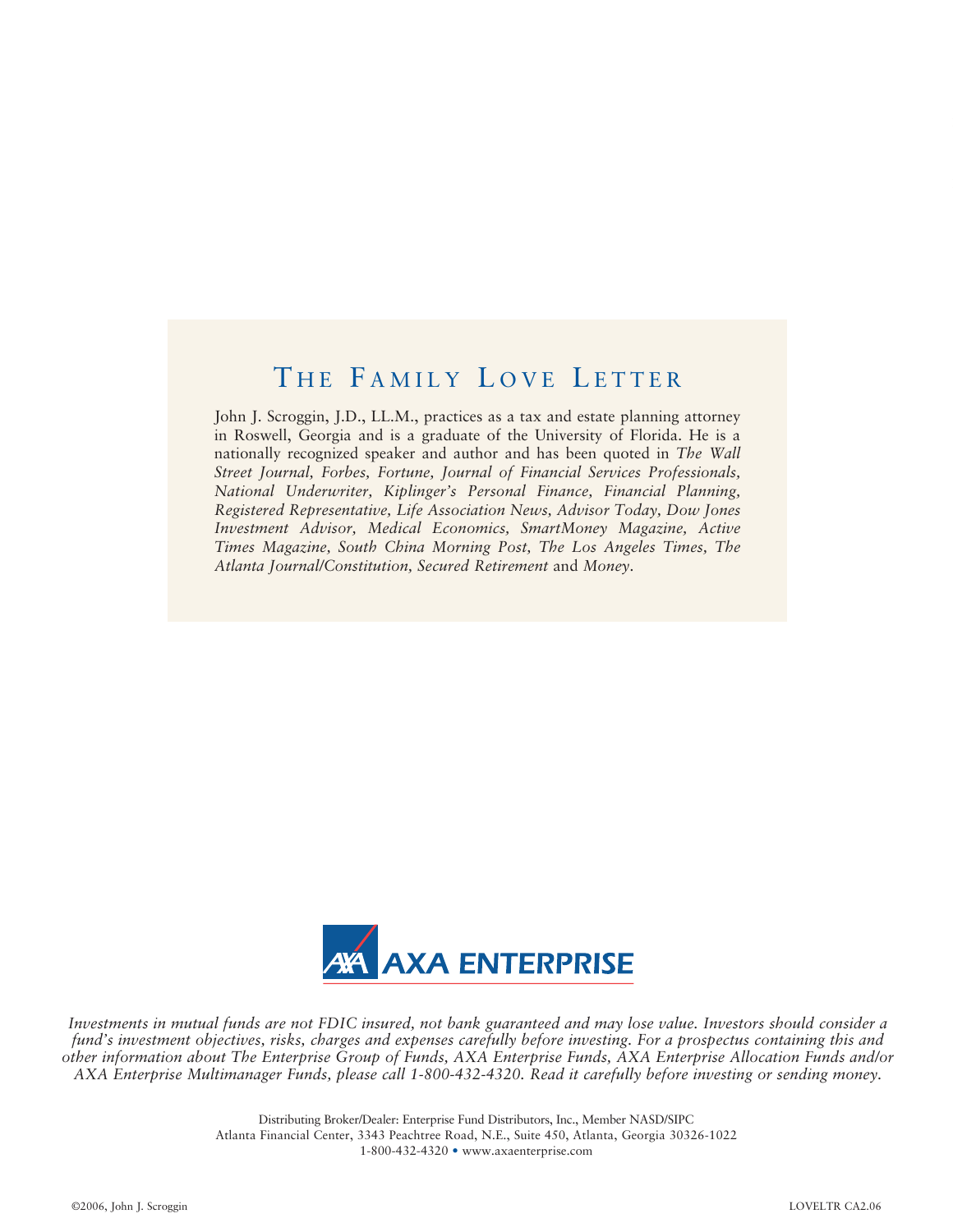# THE FAMILY LOVE LETTER

John J. Scroggin, J.D., LL.M., practices as a tax and estate planning attorney in Roswell, Georgia and is a graduate of the University of Florida. He is a nationally recognized speaker and author and has been quoted in *The Wall Street Journal, Forbes, Fortune, Journal of Financial Services Professionals, National Underwriter, Kiplinger's Personal Finance, Financial Planning, Registered Representative, Life Association News, Advisor Today, Dow Jones Investment Advisor, Medical Economics, SmartMoney Magazine, Active Times Magazine, South China Morning Post, The Los Angeles Times, The Atlanta Journal/Constitution, Secured Retirement* and *Money*.

AXA ENTERPRISE

*Investments in mutual funds are not FDIC insured, not bank guaranteed and may lose value. Investors should consider a fund's investment objectives, risks, charges and expenses carefully before investing. For a prospectus containing this and other information about The Enterprise Group of Funds, AXA Enterprise Funds, AXA Enterprise Allocation Funds and/or AXA Enterprise Multimanager Funds, please call 1-800-432-4320. Read it carefully before investing or sending money.*

Distributing Broker/Dealer: Enterprise Fund Distributors, Inc., Member NASD/SIPC
Atlanta Financial Center, 3343 Peachtree Road, N.E., Suite 450, Atlanta, Georgia 30326-1022
1-800-432-4320 • www.axaenterprise.com

©2006, John J. Scroggin

LOVELTR CA2.06